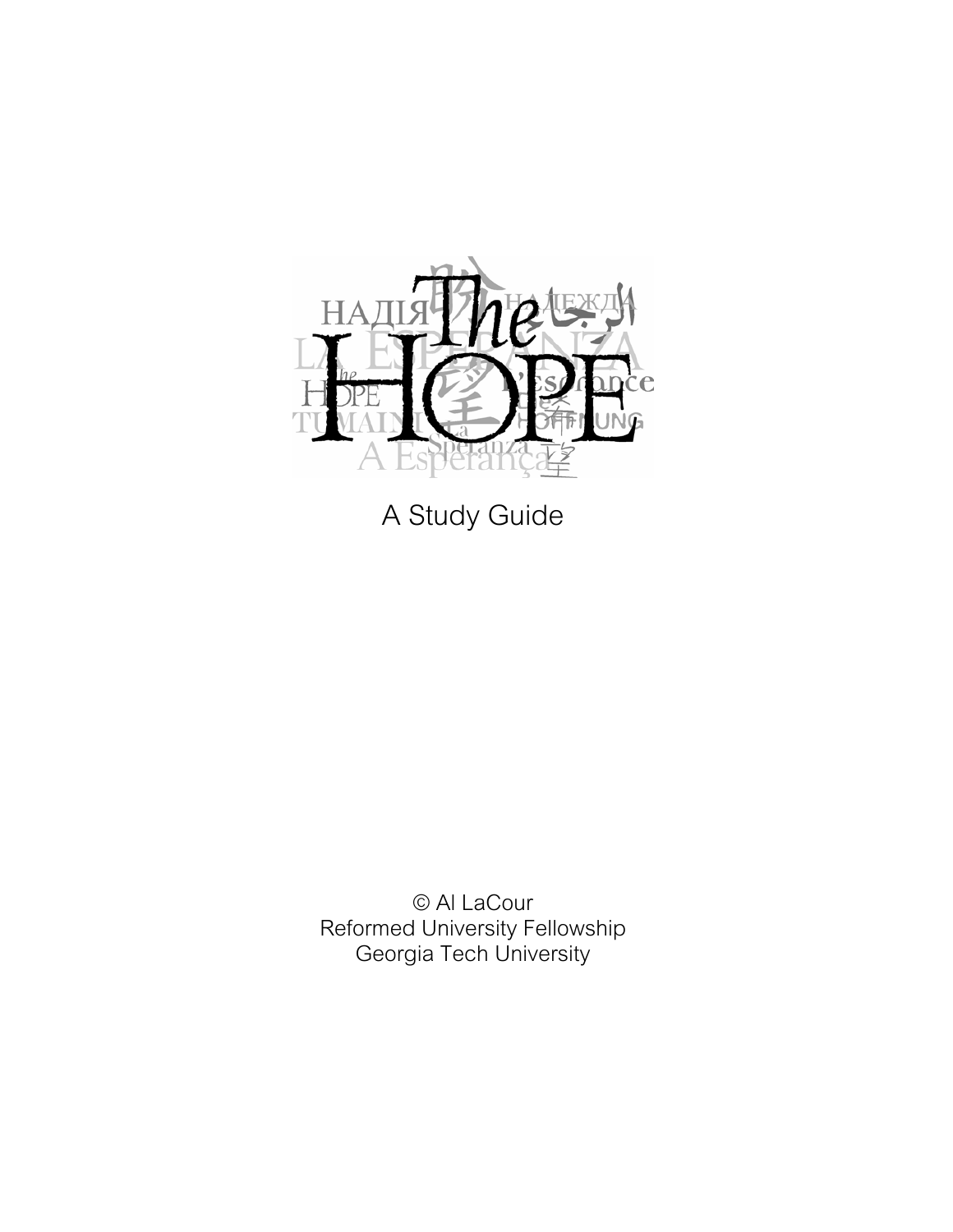# The HOPE

A Study Guide

© Al LaCour
Reformed University Fellowship
Georgia Tech University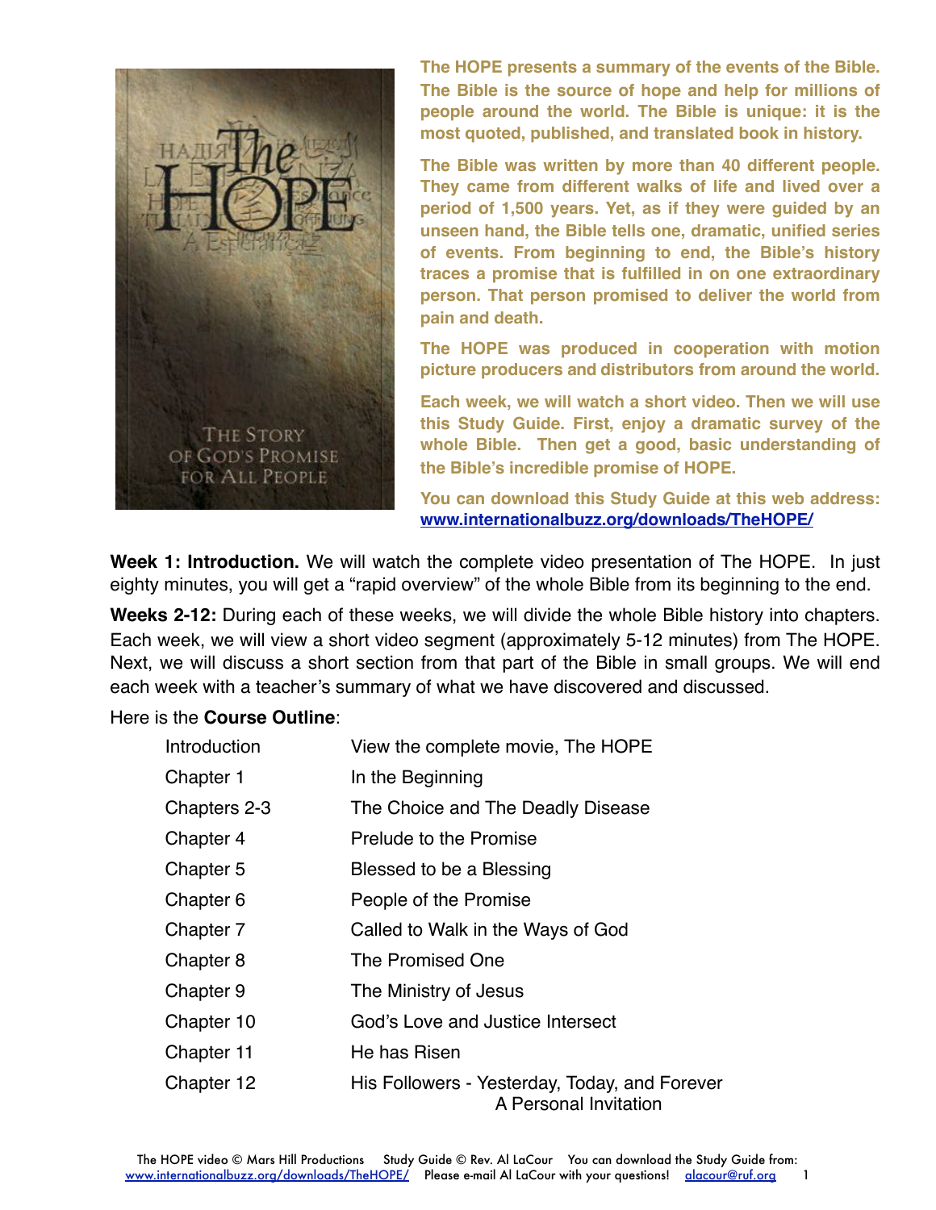**The HOPE presents a summary of the events of the Bible. The Bible is the source of hope and help for millions of people around the world. The Bible is unique: it is the most quoted, published, and translated book in history.**

**The Bible was written by more than 40 different people. They came from different walks of life and lived over a period of 1,500 years. Yet, as if they were guided by an unseen hand, the Bible tells one, dramatic, unified series of events. From beginning to end, the Bible's history traces a promise that is fulfilled in on one extraordinary person. That person promised to deliver the world from pain and death.**

**The HOPE was produced in cooperation with motion picture producers and distributors from around the world.**

**Each week, we will watch a short video. Then we will use this Study Guide. First, enjoy a dramatic survey of the whole Bible. Then get a good, basic understanding of the Bible's incredible promise of HOPE.**

**You can download this Study Guide at this web address: www.internationalbuzz.org/downloads/TheHOPE/**

**Week 1: Introduction.** We will watch the complete video presentation of The HOPE. In just eighty minutes, you will get a "rapid overview" of the whole Bible from its beginning to the end.

**Weeks 2-12:** During each of these weeks, we will divide the whole Bible history into chapters. Each week, we will view a short video segment (approximately 5-12 minutes) from The HOPE. Next, we will discuss a short section from that part of the Bible in small groups. We will end each week with a teacher's summary of what we have discovered and discussed.

Here is the **Course Outline**:

| | |
|---|---|
| Introduction | View the complete movie, The HOPE |
| Chapter 1 | In the Beginning |
| Chapters 2-3 | The Choice and The Deadly Disease |
| Chapter 4 | Prelude to the Promise |
| Chapter 5 | Blessed to be a Blessing |
| Chapter 6 | People of the Promise |
| Chapter 7 | Called to Walk in the Ways of God |
| Chapter 8 | The Promised One |
| Chapter 9 | The Ministry of Jesus |
| Chapter 10 | God's Love and Justice Intersect |
| Chapter 11 | He has Risen |
| Chapter 12 | His Followers - Yesterday, Today, and Forever<br>A Personal Invitation |

The HOPE video © Mars Hill Productions  Study Guide © Rev. Al LaCour  You can download the Study Guide from: www.internationalbuzz.org/downloads/TheHOPE/  Please e-mail Al LaCour with your questions! alacour@ruf.org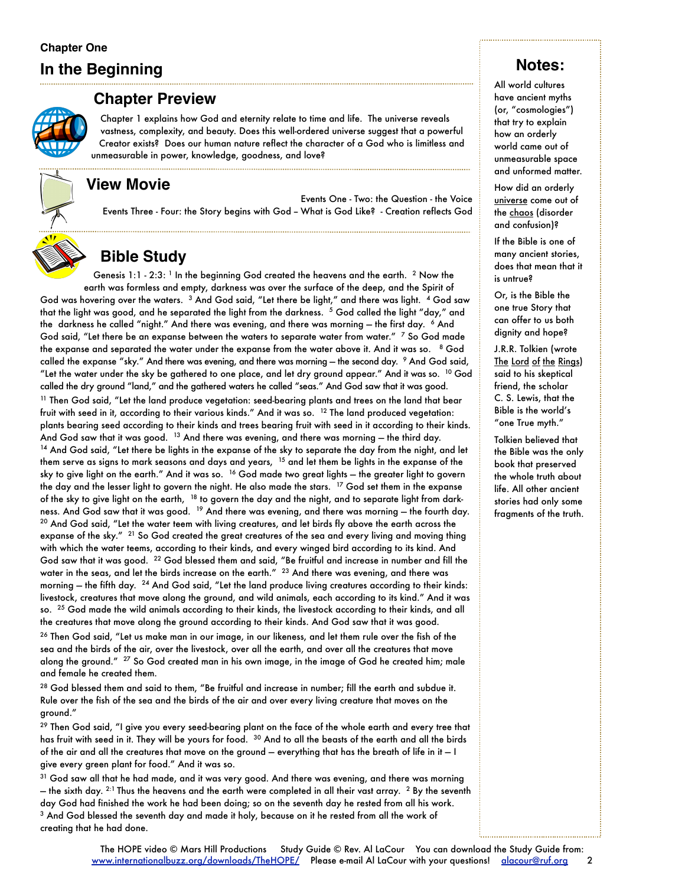### Chapter One

## In the Beginning

### Chapter Preview

Chapter 1 explains how God and eternity relate to time and life. The universe reveals vastness, complexity, and beauty. Does this well-ordered universe suggest that a powerful Creator exists? Does our human nature reflect the character of a God who is limitless and unmeasurable in power, knowledge, goodness, and love?

### View Movie

Events One - Two: the Question - the Voice
Events Three - Four: the Story begins with God – What is God Like? - Creation reflects God

### Bible Study

Genesis 1:1 - 2:3: [1] In the beginning God created the heavens and the earth. [2] Now the earth was formless and empty, darkness was over the surface of the deep, and the Spirit of God was hovering over the waters. [3] And God said, "Let there be light," and there was light. [4] God saw that the light was good, and he separated the light from the darkness. [5] God called the light "day," and the darkness he called "night." And there was evening, and there was morning – the first day. [6] And God said, "Let there be an expanse between the waters to separate water from water." [7] So God made the expanse and separated the water under the expanse from the water above it. And it was so. [8] God called the expanse "sky." And there was evening, and there was morning – the second day. [9] And God said, "Let the water under the sky be gathered to one place, and let dry ground appear." And it was so. [10] God called the dry ground "land," and the gathered waters he called "seas." And God saw that it was good.

[11] Then God said, "Let the land produce vegetation: seed-bearing plants and trees on the land that bear fruit with seed in it, according to their various kinds." And it was so. [12] The land produced vegetation: plants bearing seed according to their kinds and trees bearing fruit with seed in it according to their kinds. And God saw that it was good. [13] And there was evening, and there was morning – the third day.

[14] And God said, "Let there be lights in the expanse of the sky to separate the day from the night, and let them serve as signs to mark seasons and days and years, [15] and let them be lights in the expanse of the sky to give light on the earth." And it was so. [16] God made two great lights – the greater light to govern the day and the lesser light to govern the night. He also made the stars. [17] God set them in the expanse of the sky to give light on the earth, [18] to govern the day and the night, and to separate light from darkness. And God saw that it was good. [19] And there was evening, and there was morning – the fourth day.

[20] And God said, "Let the water teem with living creatures, and let birds fly above the earth across the expanse of the sky." [21] So God created the great creatures of the sea and every living and moving thing with which the water teems, according to their kinds, and every winged bird according to its kind. And God saw that it was good. [22] God blessed them and said, "Be fruitful and increase in number and fill the water in the seas, and let the birds increase on the earth." [23] And there was evening, and there was morning – the fifth day. [24] And God said, "Let the land produce living creatures according to their kinds: livestock, creatures that move along the ground, and wild animals, each according to its kind." And it was so. [25] God made the wild animals according to their kinds, the livestock according to their kinds, and all the creatures that move along the ground according to their kinds. And God saw that it was good.

[26] Then God said, "Let us make man in our image, in our likeness, and let them rule over the fish of the sea and the birds of the air, over the livestock, over all the earth, and over all the creatures that move along the ground." [27] So God created man in his own image, in the image of God he created him; male and female he created them.

[28] God blessed them and said to them, "Be fruitful and increase in number; fill the earth and subdue it. Rule over the fish of the sea and the birds of the air and over every living creature that moves on the ground."

[29] Then God said, "I give you every seed-bearing plant on the face of the whole earth and every tree that has fruit with seed in it. They will be yours for food. [30] And to all the beasts of the earth and all the birds of the air and all the creatures that move on the ground – everything that has the breath of life in it – I give every green plant for food." And it was so.

[31] God saw all that he had made, and it was very good. And there was evening, and there was morning – the sixth day. [2:1] Thus the heavens and the earth were completed in all their vast array. [2] By the seventh day God had finished the work he had been doing; so on the seventh day he rested from all his work. [3] And God blessed the seventh day and made it holy, because on it he rested from all the work of creating that he had done.

## Notes:

All world cultures have ancient myths (or, "cosmologies") that try to explain how an orderly world came out of unmeasurable space and unformed matter.

How did an orderly universe come out of the chaos (disorder and confusion)?

If the Bible is one of many ancient stories, does that mean that it is untrue?

Or, is the Bible the one true Story that can offer to us both dignity and hope?

J.R.R. Tolkien (wrote The Lord of the Rings) said to his skeptical friend, the scholar C. S. Lewis, that the Bible is the world's "one True myth."

Tolkien believed that the Bible was the only book that preserved the whole truth about life. All other ancient stories had only some fragments of the truth.

The HOPE video © Mars Hill Productions Study Guide © Rev. Al LaCour You can download the Study Guide from: www.internationalbuzz.org/downloads/TheHOPE/ Please e-mail Al LaCour with your questions! alacour@ruf.org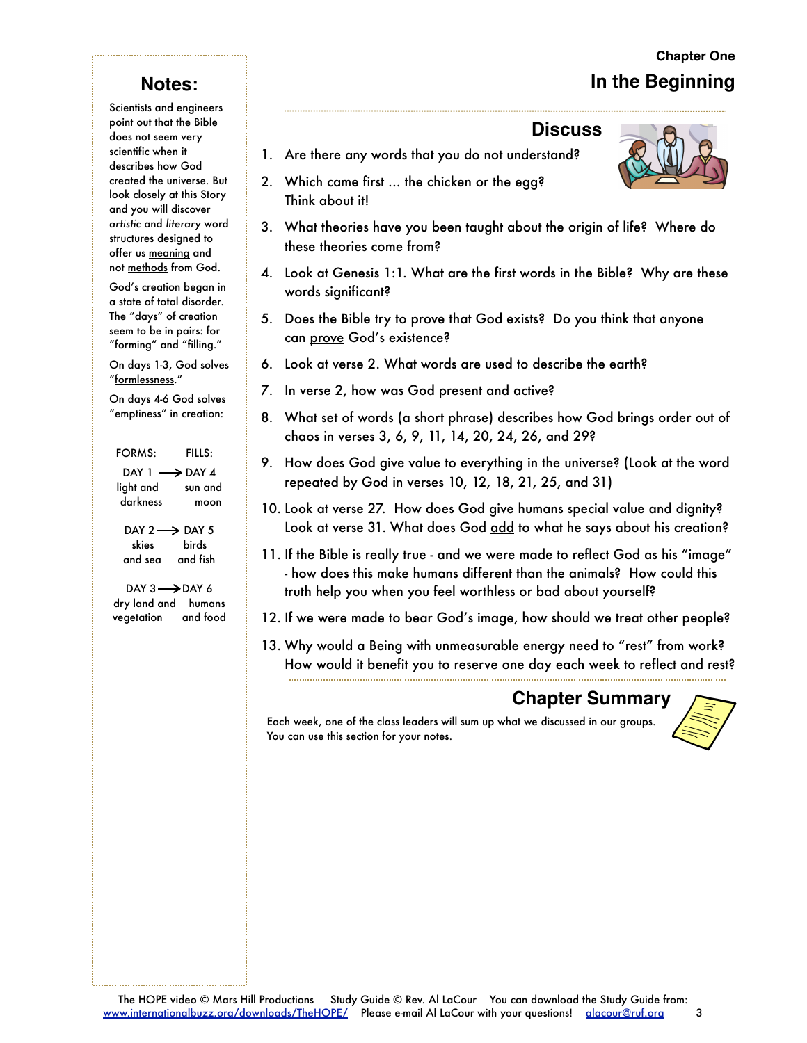### Chapter One

# In the Beginning

## Notes:

Scientists and engineers point out that the Bible does not seem very scientific when it describes how God created the universe. But look closely at this Story and you will discover <u>artistic</u> and <u>literary</u> word structures designed to offer us <u>meaning</u> and not <u>methods</u> from God.

God's creation began in a state of total disorder. The "days" of creation seem to be in pairs: for "forming" and "filling."

On days 1-3, God solves "<u>formlessness</u>."

On days 4-6 God solves "<u>emptiness</u>" in creation:

| FORMS: | | FILLS: |
|---|---|---|
| DAY 1 light and darkness | → | DAY 4 sun and moon |
| DAY 2 skies and sea | → | DAY 5 birds and fish |
| DAY 3 dry land and vegetation | → | DAY 6 humans and food |

## Discuss

1. Are there any words that you do not understand?
2. Which came first ... the chicken or the egg? Think about it!
3. What theories have you been taught about the origin of life? Where do these theories come from?
4. Look at Genesis 1:1. What are the first words in the Bible? Why are these words significant?
5. Does the Bible try to <u>prove</u> that God exists? Do you think that anyone can <u>prove</u> God's existence?
6. Look at verse 2. What words are used to describe the earth?
7. In verse 2, how was God present and active?
8. What set of words (a short phrase) describes how God brings order out of chaos in verses 3, 6, 9, 11, 14, 20, 24, 26, and 29?
9. How does God give value to everything in the universe? (Look at the word repeated by God in verses 10, 12, 18, 21, 25, and 31)
10. Look at verse 27. How does God give humans special value and dignity? Look at verse 31. What does God <u>add</u> to what he says about his creation?
11. If the Bible is really true - and we were made to reflect God as his "image" - how does this make humans different than the animals? How could this truth help you when you feel worthless or bad about yourself?
12. If we were made to bear God's image, how should we treat other people?
13. Why would a Being with unmeasurable energy need to "rest" from work? How would it benefit you to reserve one day each week to reflect and rest?

## Chapter Summary

Each week, one of the class leaders will sum up what we discussed in our groups. You can use this section for your notes.

The HOPE video © Mars Hill Productions Study Guide © Rev. Al LaCour You can download the Study Guide from: www.internationalbuzz.org/downloads/TheHOPE/ Please e-mail Al LaCour with your questions! alacour@ruf.org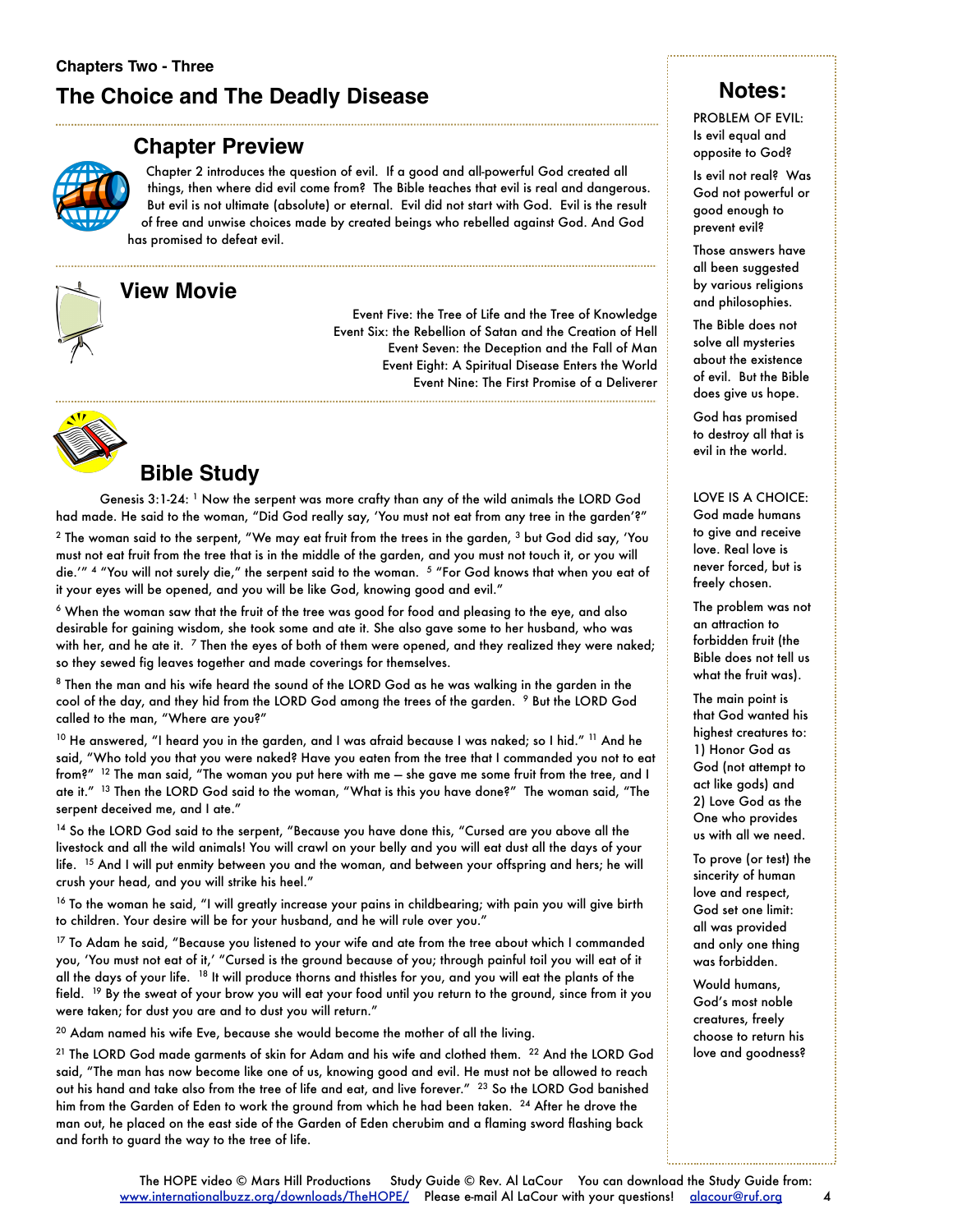### Chapters Two - Three

# The Choice and The Deadly Disease

## Chapter Preview

Chapter 2 introduces the question of evil. If a good and all-powerful God created all things, then where did evil come from? The Bible teaches that evil is real and dangerous. But evil is not ultimate (absolute) or eternal. Evil did not start with God. Evil is the result of free and unwise choices made by created beings who rebelled against God. And God has promised to defeat evil.

## View Movie

Event Five: the Tree of Life and the Tree of Knowledge
Event Six: the Rebellion of Satan and the Creation of Hell
Event Seven: the Deception and the Fall of Man
Event Eight: A Spiritual Disease Enters the World
Event Nine: The First Promise of a Deliverer

## Bible Study

Genesis 3:1-24: [1] Now the serpent was more crafty than any of the wild animals the LORD God had made. He said to the woman, "Did God really say, 'You must not eat from any tree in the garden'?" [2] The woman said to the serpent, "We may eat fruit from the trees in the garden, [3] but God did say, 'You must not eat fruit from the tree that is in the middle of the garden, and you must not touch it, or you will die.'" [4] "You will not surely die," the serpent said to the woman. [5] "For God knows that when you eat of it your eyes will be opened, and you will be like God, knowing good and evil."

[6] When the woman saw that the fruit of the tree was good for food and pleasing to the eye, and also desirable for gaining wisdom, she took some and ate it. She also gave some to her husband, who was with her, and he ate it. [7] Then the eyes of both of them were opened, and they realized they were naked; so they sewed fig leaves together and made coverings for themselves.

[8] Then the man and his wife heard the sound of the LORD God as he was walking in the garden in the cool of the day, and they hid from the LORD God among the trees of the garden. [9] But the LORD God called to the man, "Where are you?"

[10] He answered, "I heard you in the garden, and I was afraid because I was naked; so I hid." [11] And he said, "Who told you that you were naked? Have you eaten from the tree that I commanded you not to eat from?" [12] The man said, "The woman you put here with me – she gave me some fruit from the tree, and I ate it." [13] Then the LORD God said to the woman, "What is this you have done?" The woman said, "The serpent deceived me, and I ate."

[14] So the LORD God said to the serpent, "Because you have done this, "Cursed are you above all the livestock and all the wild animals! You will crawl on your belly and you will eat dust all the days of your life. [15] And I will put enmity between you and the woman, and between your offspring and hers; he will crush your head, and you will strike his heel."

[16] To the woman he said, "I will greatly increase your pains in childbearing; with pain you will give birth to children. Your desire will be for your husband, and he will rule over you."

[17] To Adam he said, "Because you listened to your wife and ate from the tree about which I commanded you, 'You must not eat of it,' "Cursed is the ground because of you; through painful toil you will eat of it all the days of your life. [18] It will produce thorns and thistles for you, and you will eat the plants of the field. [19] By the sweat of your brow you will eat your food until you return to the ground, since from it you were taken; for dust you are and to dust you will return."

[20] Adam named his wife Eve, because she would become the mother of all the living.

[21] The LORD God made garments of skin for Adam and his wife and clothed them. [22] And the LORD God said, "The man has now become like one of us, knowing good and evil. He must not be allowed to reach out his hand and take also from the tree of life and eat, and live forever." [23] So the LORD God banished him from the Garden of Eden to work the ground from which he had been taken. [24] After he drove the man out, he placed on the east side of the Garden of Eden cherubim and a flaming sword flashing back and forth to guard the way to the tree of life.

## Notes:

PROBLEM OF EVIL: Is evil equal and opposite to God?

Is evil not real? Was God not powerful or good enough to prevent evil?

Those answers have all been suggested by various religions and philosophies.

The Bible does not solve all mysteries about the existence of evil. But the Bible does give us hope.

God has promised to destroy all that is evil in the world.

LOVE IS A CHOICE: God made humans to give and receive love. Real love is never forced, but is freely chosen.

The problem was not an attraction to forbidden fruit (the Bible does not tell us what the fruit was).

The main point is that God wanted his highest creatures to:
1) Honor God as God (not attempt to act like gods) and
2) Love God as the One who provides us with all we need.

To prove (or test) the sincerity of human love and respect, God set one limit: all was provided and only one thing was forbidden.

Would humans, God's most noble creatures, freely choose to return his love and goodness?

The HOPE video © Mars Hill Productions Study Guide © Rev. Al LaCour You can download the Study Guide from: www.internationalbuzz.org/downloads/TheHOPE/ Please e-mail Al LaCour with your questions! alacour@ruf.org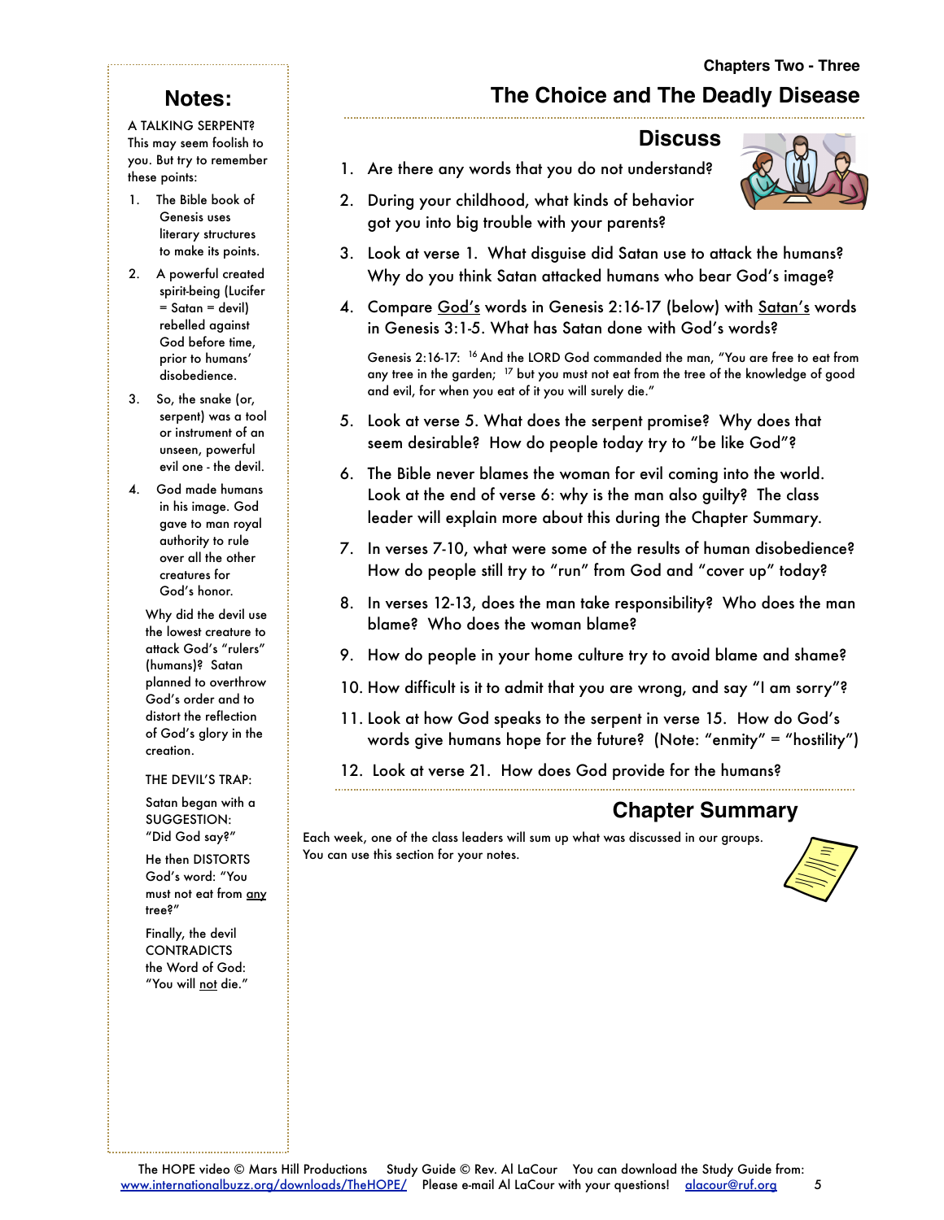Chapters Two - Three

# The Choice and The Deadly Disease

## Discuss

1. Are there any words that you do not understand?
2. During your childhood, what kinds of behavior got you into big trouble with your parents?
3. Look at verse 1. What disguise did Satan use to attack the humans? Why do you think Satan attacked humans who bear God's image?
4. Compare God's words in Genesis 2:16-17 (below) with Satan's words in Genesis 3:1-5. What has Satan done with God's words?

   Genesis 2:16-17: [16] And the LORD God commanded the man, "You are free to eat from any tree in the garden; [17] but you must not eat from the tree of the knowledge of good and evil, for when you eat of it you will surely die."

5. Look at verse 5. What does the serpent promise? Why does that seem desirable? How do people today try to "be like God"?
6. The Bible never blames the woman for evil coming into the world. Look at the end of verse 6: why is the man also guilty? The class leader will explain more about this during the Chapter Summary.
7. In verses 7-10, what were some of the results of human disobedience? How do people still try to "run" from God and "cover up" today?
8. In verses 12-13, does the man take responsibility? Who does the man blame? Who does the woman blame?
9. How do people in your home culture try to avoid blame and shame?
10. How difficult is it to admit that you are wrong, and say "I am sorry"?
11. Look at how God speaks to the serpent in verse 15. How do God's words give humans hope for the future? (Note: "enmity" = "hostility")
12. Look at verse 21. How does God provide for the humans?

## Chapter Summary

Each week, one of the class leaders will sum up what was discussed in our groups. You can use this section for your notes.

## Notes:

A TALKING SERPENT? This may seem foolish to you. But try to remember these points:

1. The Bible book of Genesis uses literary structures to make its points.
2. A powerful created spirit-being (Lucifer = Satan = devil) rebelled against God before time, prior to humans' disobedience.
3. So, the snake (or, serpent) was a tool or instrument of an unseen, powerful evil one - the devil.
4. God made humans in his image. God gave to man royal authority to rule over all the other creatures for God's honor.

   Why did the devil use the lowest creature to attack God's "rulers" (humans)? Satan planned to overthrow God's order and to distort the reflection of God's glory in the creation.

THE DEVIL'S TRAP:

Satan began with a SUGGESTION: "Did God say?"

He then DISTORTS God's word: "You must not eat from any tree?"

Finally, the devil CONTRADICTS the Word of God: "You will not die."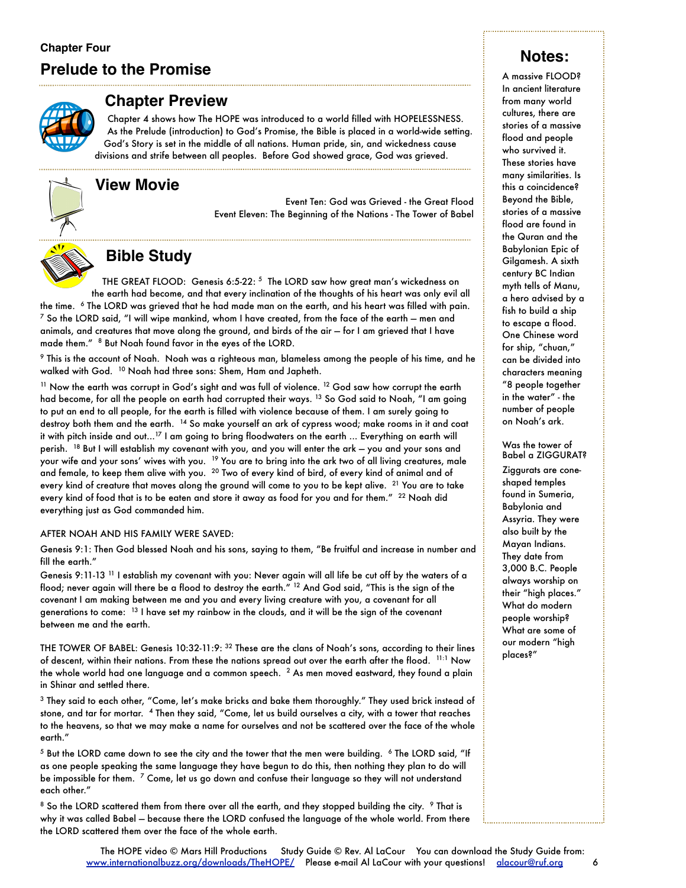**Chapter Four**

# Prelude to the Promise

## Chapter Preview

Chapter 4 shows how The HOPE was introduced to a world filled with HOPELESSNESS. As the Prelude (introduction) to God's Promise, the Bible is placed in a world-wide setting. God's Story is set in the middle of all nations. Human pride, sin, and wickedness cause divisions and strife between all peoples. Before God showed grace, God was grieved.

## View Movie

Event Ten: God was Grieved - the Great Flood
Event Eleven: The Beginning of the Nations - The Tower of Babel

## Bible Study

THE GREAT FLOOD: Genesis 6:5-22: [5] The LORD saw how great man's wickedness on the earth had become, and that every inclination of the thoughts of his heart was only evil all the time. [6] The LORD was grieved that he had made man on the earth, and his heart was filled with pain. [7] So the LORD said, "I will wipe mankind, whom I have created, from the face of the earth – men and animals, and creatures that move along the ground, and birds of the air – for I am grieved that I have made them." [8] But Noah found favor in the eyes of the LORD.

[9] This is the account of Noah. Noah was a righteous man, blameless among the people of his time, and he walked with God. [10] Noah had three sons: Shem, Ham and Japheth.

[11] Now the earth was corrupt in God's sight and was full of violence. [12] God saw how corrupt the earth had become, for all the people on earth had corrupted their ways. [13] So God said to Noah, "I am going to put an end to all people, for the earth is filled with violence because of them. I am surely going to destroy both them and the earth. [14] So make yourself an ark of cypress wood; make rooms in it and coat it with pitch inside and out...[17] I am going to bring floodwaters on the earth ... Everything on earth will perish. [18] But I will establish my covenant with you, and you will enter the ark – you and your sons and your wife and your sons' wives with you. [19] You are to bring into the ark two of all living creatures, male and female, to keep them alive with you. [20] Two of every kind of bird, of every kind of animal and of every kind of creature that moves along the ground will come to you to be kept alive. [21] You are to take every kind of food that is to be eaten and store it away as food for you and for them." [22] Noah did everything just as God commanded him.

AFTER NOAH AND HIS FAMILY WERE SAVED:

Genesis 9:1: Then God blessed Noah and his sons, saying to them, "Be fruitful and increase in number and fill the earth."

Genesis 9:11-13 [11] I establish my covenant with you: Never again will all life be cut off by the waters of a flood; never again will there be a flood to destroy the earth." [12] And God said, "This is the sign of the covenant I am making between me and you and every living creature with you, a covenant for all generations to come: [13] I have set my rainbow in the clouds, and it will be the sign of the covenant between me and the earth.

THE TOWER OF BABEL: Genesis 10:32-11:9: [32] These are the clans of Noah's sons, according to their lines of descent, within their nations. From these the nations spread out over the earth after the flood. [11:1] Now the whole world had one language and a common speech. [2] As men moved eastward, they found a plain in Shinar and settled there.

[3] They said to each other, "Come, let's make bricks and bake them thoroughly." They used brick instead of stone, and tar for mortar. [4] Then they said, "Come, let us build ourselves a city, with a tower that reaches to the heavens, so that we may make a name for ourselves and not be scattered over the face of the whole earth."

[5] But the LORD came down to see the city and the tower that the men were building. [6] The LORD said, "If as one people speaking the same language they have begun to do this, then nothing they plan to do will be impossible for them. [7] Come, let us go down and confuse their language so they will not understand each other."

[8] So the LORD scattered them from there over all the earth, and they stopped building the city. [9] That is why it was called Babel – because there the LORD confused the language of the whole world. From there the LORD scattered them over the face of the whole earth.

## Notes:

A massive FLOOD? In ancient literature from many world cultures, there are stories of a massive flood and people who survived it. These stories have many similarities. Is this a coincidence? Beyond the Bible, stories of a massive flood are found in the Quran and the Babylonian Epic of Gilgamesh. A sixth century BC Indian myth tells of Manu, a hero advised by a fish to build a ship to escape a flood. One Chinese word for ship, "chuan," can be divided into characters meaning "8 people together in the water" - the number of people on Noah's ark.

Was the tower of Babel a ZIGGURAT? Ziggurats are cone-shaped temples found in Sumeria, Babylonia and Assyria. They were also built by the Mayan Indians. They date from 3,000 B.C. People always worship on their "high places." What do modern people worship? What are some of our modern "high places?"

The HOPE video © Mars Hill Productions Study Guide © Rev. Al LaCour You can download the Study Guide from: www.internationalbuzz.org/downloads/TheHOPE/ Please e-mail Al LaCour with your questions! alacour@ruf.org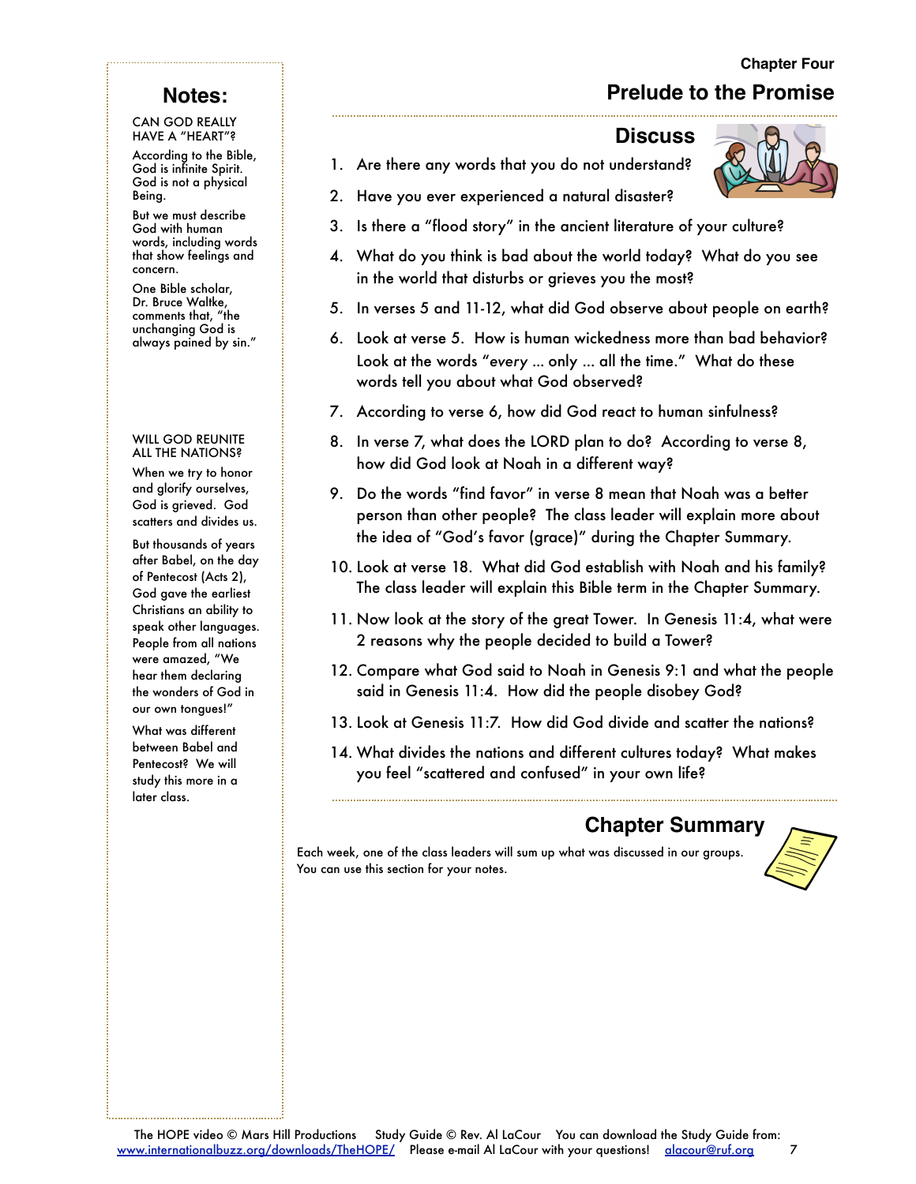# Chapter Four

## Prelude to the Promise

### Discuss

1. Are there any words that you do not understand?
2. Have you ever experienced a natural disaster?
3. Is there a "flood story" in the ancient literature of your culture?
4. What do you think is bad about the world today? What do you see in the world that disturbs or grieves you the most?
5. In verses 5 and 11-12, what did God observe about people on earth?
6. Look at verse 5. How is human wickedness more than bad behavior? Look at the words "*every* ... *only* ... *all the time*." What do these words tell you about what God observed?
7. According to verse 6, how did God react to human sinfulness?
8. In verse 7, what does the LORD plan to do? According to verse 8, how did God look at Noah in a different way?
9. Do the words "find favor" in verse 8 mean that Noah was a better person than other people? The class leader will explain more about the idea of "God's favor (grace)" during the Chapter Summary.
10. Look at verse 18. What did God establish with Noah and his family? The class leader will explain this Bible term in the Chapter Summary.
11. Now look at the story of the great Tower. In Genesis 11:4, what were 2 reasons why the people decided to build a Tower?
12. Compare what God said to Noah in Genesis 9:1 and what the people said in Genesis 11:4. How did the people disobey God?
13. Look at Genesis 11:7. How did God divide and scatter the nations?
14. What divides the nations and different cultures today? What makes you feel "scattered and confused" in your own life?

### Chapter Summary

Each week, one of the class leaders will sum up what was discussed in our groups. You can use this section for your notes.

## Notes:

CAN GOD REALLY HAVE A "HEART"?

According to the Bible, God is infinite Spirit. God is not a physical Being.

But we must describe God with human words, including words that show feelings and concern.

One Bible scholar, Dr. Bruce Waltke, comments that, "the unchanging God is always pained by sin."

WILL GOD REUNITE ALL THE NATIONS?

When we try to honor and glorify ourselves, God is grieved. God scatters and divides us.

But thousands of years after Babel, on the day of Pentecost (Acts 2), God gave the earliest Christians an ability to speak other languages. People from all nations were amazed, "We hear them declaring the wonders of God in our own tongues!"

What was different between Babel and Pentecost? We will study this more in a later class.

The HOPE video © Mars Hill Productions Study Guide © Rev. Al LaCour You can download the Study Guide from: www.internationalbuzz.org/downloads/TheHOPE/ Please e-mail Al LaCour with your questions! alacour@ruf.org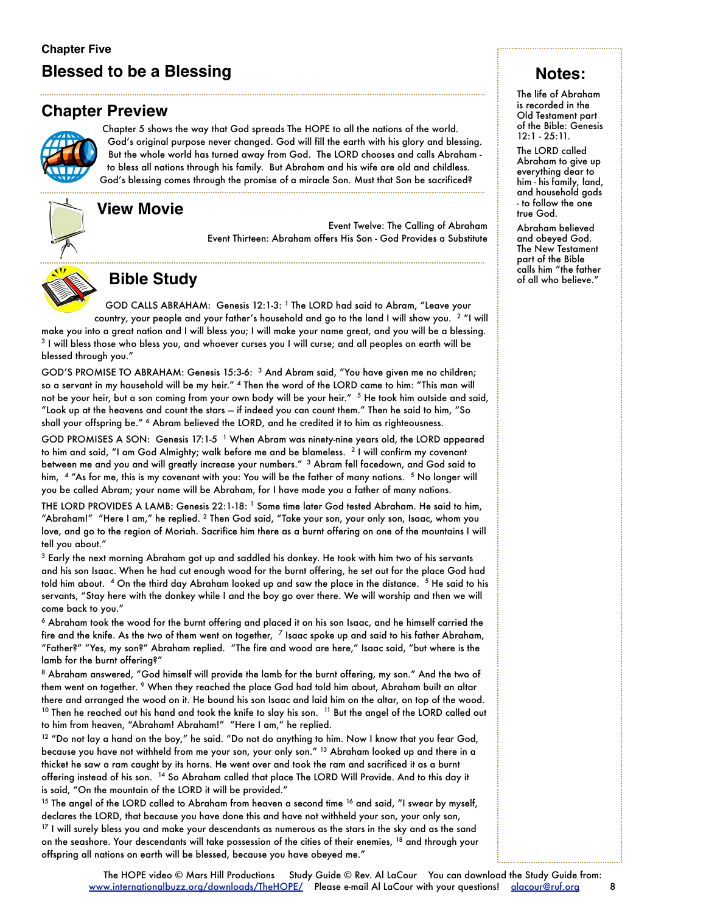Chapter Five

# Blessed to be a Blessing

## Chapter Preview

Chapter 5 shows the way that God spreads The HOPE to all the nations of the world. God's original purpose never changed. God will fill the earth with his glory and blessing. But the whole world has turned away from God. The LORD chooses and calls Abraham - to bless all nations through his family. But Abraham and his wife are old and childless. God's blessing comes through the promise of a miracle Son. Must that Son be sacrificed?

## View Movie

Event Twelve: The Calling of Abraham
Event Thirteen: Abraham offers His Son - God Provides a Substitute

## Bible Study

GOD CALLS ABRAHAM: Genesis 12:1-3: [1] The LORD had said to Abram, "Leave your country, your people and your father's household and go to the land I will show you. [2] "I will make you into a great nation and I will bless you; I will make your name great, and you will be a blessing. [3] I will bless those who bless you, and whoever curses you I will curse; and all peoples on earth will be blessed through you."

GOD'S PROMISE TO ABRAHAM: Genesis 15:3-6: [3] And Abram said, "You have given me no children; so a servant in my household will be my heir." [4] Then the word of the LORD came to him: "This man will not be your heir, but a son coming from your own body will be your heir." [5] He took him outside and said, "Look up at the heavens and count the stars – if indeed you can count them." Then he said to him, "So shall your offspring be." [6] Abram believed the LORD, and he credited it to him as righteousness.

GOD PROMISES A SON: Genesis 17:1-5 [1] When Abram was ninety-nine years old, the LORD appeared to him and said, "I am God Almighty; walk before me and be blameless. [2] I will confirm my covenant between me and you and will greatly increase your numbers." [3] Abram fell facedown, and God said to him, [4] "As for me, this is my covenant with you: You will be the father of many nations. [5] No longer will you be called Abram; your name will be Abraham, for I have made you a father of many nations.

THE LORD PROVIDES A LAMB: Genesis 22:1-18: [1] Some time later God tested Abraham. He said to him, "Abraham!" "Here I am," he replied. [2] Then God said, "Take your son, your only son, Isaac, whom you love, and go to the region of Moriah. Sacrifice him there as a burnt offering on one of the mountains I will tell you about."

[3] Early the next morning Abraham got up and saddled his donkey. He took with him two of his servants and his son Isaac. When he had cut enough wood for the burnt offering, he set out for the place God had told him about. [4] On the third day Abraham looked up and saw the place in the distance. [5] He said to his servants, "Stay here with the donkey while I and the boy go over there. We will worship and then we will come back to you."

[6] Abraham took the wood for the burnt offering and placed it on his son Isaac, and he himself carried the fire and the knife. As the two of them went on together, [7] Isaac spoke up and said to his father Abraham, "Father?" "Yes, my son?" Abraham replied. "The fire and wood are here," Isaac said, "but where is the lamb for the burnt offering?"

[8] Abraham answered, "God himself will provide the lamb for the burnt offering, my son." And the two of them went on together. [9] When they reached the place God had told him about, Abraham built an altar there and arranged the wood on it. He bound his son Isaac and laid him on the altar, on top of the wood. [10] Then he reached out his hand and took the knife to slay his son. [11] But the angel of the LORD called out to him from heaven, "Abraham! Abraham!" "Here I am," he replied.

[12] "Do not lay a hand on the boy," he said. "Do not do anything to him. Now I know that you fear God, because you have not withheld from me your son, your only son." [13] Abraham looked up and there in a thicket he saw a ram caught by its horns. He went over and took the ram and sacrificed it as a burnt offering instead of his son. [14] So Abraham called that place The LORD Will Provide. And to this day it is said, "On the mountain of the LORD it will be provided."

[15] The angel of the LORD called to Abraham from heaven a second time [16] and said, "I swear by myself, declares the LORD, that because you have done this and have not withheld your son, your only son, [17] I will surely bless you and make your descendants as numerous as the stars in the sky and as the sand on the seashore. Your descendants will take possession of the cities of their enemies, [18] and through your offspring all nations on earth will be blessed, because you have obeyed me."

## Notes:

The life of Abraham is recorded in the Old Testament part of the Bible: Genesis 12:1 - 25:11.

The LORD called Abraham to give up everything dear to him - his family, land, and household gods - to follow the one true God.

Abraham believed and obeyed God. The New Testament part of the Bible calls him "the father of all who believe."

The HOPE video © Mars Hill Productions Study Guide © Rev. Al LaCour You can download the Study Guide from: www.internationalbuzz.org/downloads/TheHOPE/ Please e-mail Al LaCour with your questions! alacour@ruf.org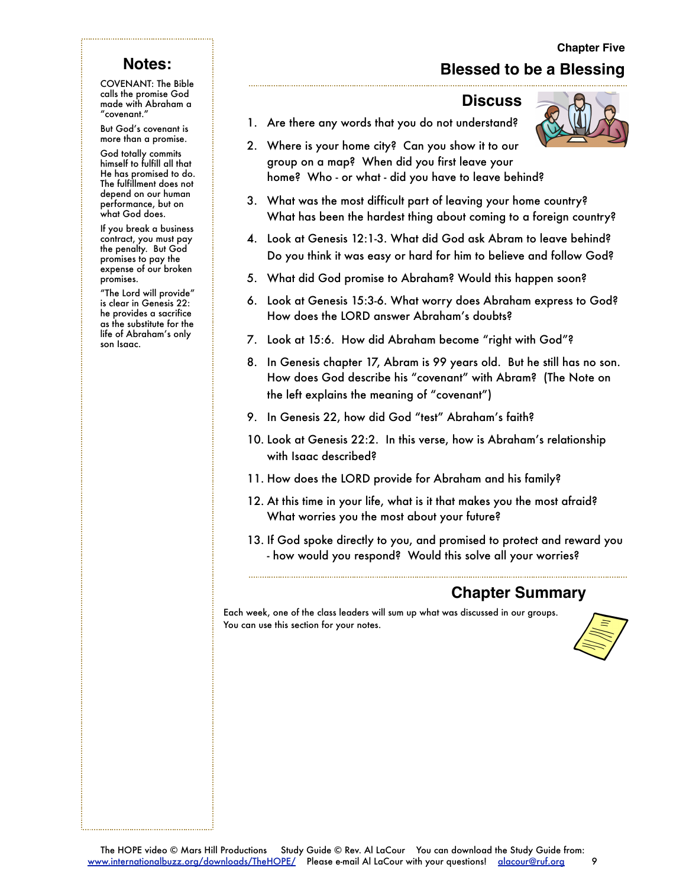## Notes:

COVENANT: The Bible calls the promise God made with Abraham a "covenant."

But God's covenant is more than a promise.

God totally commits himself to fulfill all that He has promised to do. The fulfillment does not depend on our human performance, but on what God does.

If you break a business contract, you must pay the penalty. But God promises to pay the expense of our broken promises.

"The Lord will provide" is clear in Genesis 22: he provides a sacrifice as the substitute for the life of Abraham's only son Isaac.

### Chapter Five

# Blessed to be a Blessing

## Discuss

1. Are there any words that you do not understand?
2. Where is your home city? Can you show it to our group on a map? When did you first leave your home? Who - or what - did you have to leave behind?
3. What was the most difficult part of leaving your home country? What has been the hardest thing about coming to a foreign country?
4. Look at Genesis 12:1-3. What did God ask Abram to leave behind? Do you think it was easy or hard for him to believe and follow God?
5. What did God promise to Abraham? Would this happen soon?
6. Look at Genesis 15:3-6. What worry does Abraham express to God? How does the LORD answer Abraham's doubts?
7. Look at 15:6. How did Abraham become "right with God"?
8. In Genesis chapter 17, Abram is 99 years old. But he still has no son. How does God describe his "covenant" with Abram? (The Note on the left explains the meaning of "covenant")
9. In Genesis 22, how did God "test" Abraham's faith?
10. Look at Genesis 22:2. In this verse, how is Abraham's relationship with Isaac described?
11. How does the LORD provide for Abraham and his family?
12. At this time in your life, what is it that makes you the most afraid? What worries you the most about your future?
13. If God spoke directly to you, and promised to protect and reward you - how would you respond? Would this solve all your worries?

## Chapter Summary

Each week, one of the class leaders will sum up what was discussed in our groups. You can use this section for your notes.

The HOPE video © Mars Hill Productions Study Guide © Rev. Al LaCour You can download the Study Guide from: www.internationalbuzz.org/downloads/TheHOPE/ Please e-mail Al LaCour with your questions! alacour@ruf.org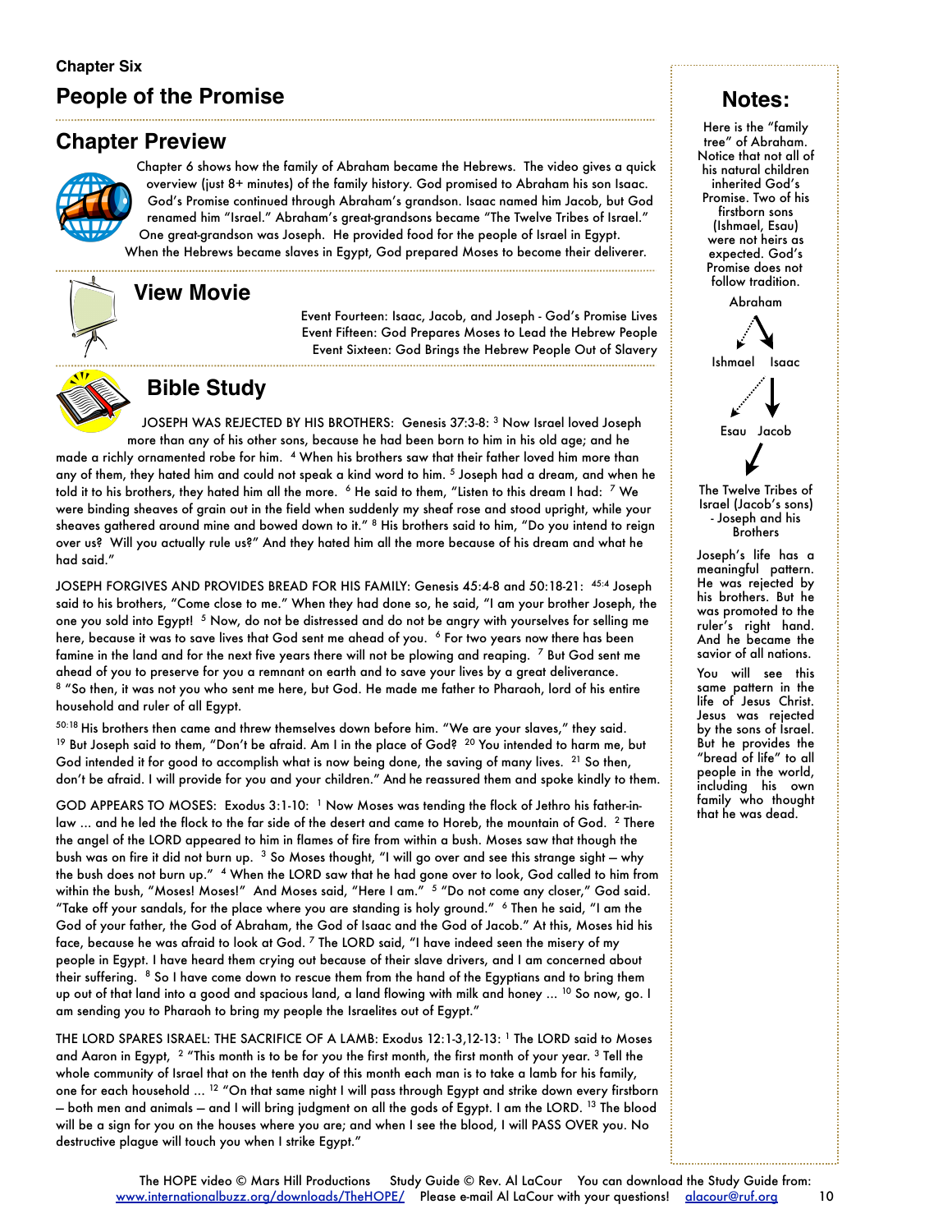**Chapter Six**

# People of the Promise

## Chapter Preview

Chapter 6 shows how the family of Abraham became the Hebrews. The video gives a quick overview (just 8+ minutes) of the family history. God promised to Abraham his son Isaac. God's Promise continued through Abraham's grandson. Isaac named him Jacob, but God renamed him "Israel." Abraham's great-grandsons became "The Twelve Tribes of Israel." One great-grandson was Joseph. He provided food for the people of Israel in Egypt. When the Hebrews became slaves in Egypt, God prepared Moses to become their deliverer.

## View Movie

Event Fourteen: Isaac, Jacob, and Joseph - God's Promise Lives
Event Fifteen: God Prepares Moses to Lead the Hebrew People
Event Sixteen: God Brings the Hebrew People Out of Slavery

## Bible Study

JOSEPH WAS REJECTED BY HIS BROTHERS: Genesis 37:3-8: [3] Now Israel loved Joseph more than any of his other sons, because he had been born to him in his old age; and he made a richly ornamented robe for him. [4] When his brothers saw that their father loved him more than any of them, they hated him and could not speak a kind word to him. [5] Joseph had a dream, and when he told it to his brothers, they hated him all the more. [6] He said to them, "Listen to this dream I had: [7] We were binding sheaves of grain out in the field when suddenly my sheaf rose and stood upright, while your sheaves gathered around mine and bowed down to it." [8] His brothers said to him, "Do you intend to reign over us? Will you actually rule us?" And they hated him all the more because of his dream and what he had said."

JOSEPH FORGIVES AND PROVIDES BREAD FOR HIS FAMILY: Genesis 45:4-8 and 50:18-21: [45:4] Joseph said to his brothers, "Come close to me." When they had done so, he said, "I am your brother Joseph, the one you sold into Egypt! [5] Now, do not be distressed and do not be angry with yourselves for selling me here, because it was to save lives that God sent me ahead of you. [6] For two years now there has been famine in the land and for the next five years there will not be plowing and reaping. [7] But God sent me ahead of you to preserve for you a remnant on earth and to save your lives by a great deliverance. [8] "So then, it was not you who sent me here, but God. He made me father to Pharaoh, lord of his entire household and ruler of all Egypt.

[50:18] His brothers then came and threw themselves down before him. "We are your slaves," they said. [19] But Joseph said to them, "Don't be afraid. Am I in the place of God? [20] You intended to harm me, but God intended it for good to accomplish what is now being done, the saving of many lives. [21] So then, don't be afraid. I will provide for you and your children." And he reassured them and spoke kindly to them.

GOD APPEARS TO MOSES: Exodus 3:1-10: [1] Now Moses was tending the flock of Jethro his father-in-law ... and he led the flock to the far side of the desert and came to Horeb, the mountain of God. [2] There the angel of the LORD appeared to him in flames of fire from within a bush. Moses saw that though the bush was on fire it did not burn up. [3] So Moses thought, "I will go over and see this strange sight – why the bush does not burn up." [4] When the LORD saw that he had gone over to look, God called to him from within the bush, "Moses! Moses!" And Moses said, "Here I am." [5] "Do not come any closer," God said. "Take off your sandals, for the place where you are standing is holy ground." [6] Then he said, "I am the God of your father, the God of Abraham, the God of Isaac and the God of Jacob." At this, Moses hid his face, because he was afraid to look at God. [7] The LORD said, "I have indeed seen the misery of my people in Egypt. I have heard them crying out because of their slave drivers, and I am concerned about their suffering. [8] So I have come down to rescue them from the hand of the Egyptians and to bring them up out of that land into a good and spacious land, a land flowing with milk and honey ... [10] So now, go. I am sending you to Pharaoh to bring my people the Israelites out of Egypt."

THE LORD SPARES ISRAEL: THE SACRIFICE OF A LAMB: Exodus 12:1-3,12-13: [1] The LORD said to Moses and Aaron in Egypt, [2] "This month is to be for you the first month, the first month of your year. [3] Tell the whole community of Israel that on the tenth day of this month each man is to take a lamb for his family, one for each household ... [12] "On that same night I will pass through Egypt and strike down every firstborn – both men and animals – and I will bring judgment on all the gods of Egypt. I am the LORD. [13] The blood will be a sign for you on the houses where you are; and when I see the blood, I will PASS OVER you. No destructive plague will touch you when I strike Egypt."

## Notes:

Here is the "family tree" of Abraham. Notice that not all of his natural children inherited God's Promise. Two of his firstborn sons (Ishmael, Esau) were not heirs as expected. God's Promise does not follow tradition.

Abraham
↙ ↘
Ishmael Isaac
↙ ↓
Esau Jacob
↓
The Twelve Tribes of Israel (Jacob's sons) - Joseph and his Brothers

Joseph's life has a meaningful pattern. He was rejected by his brothers. But he was promoted to the ruler's right hand. And he became the savior of all nations.

You will see this same pattern in the life of Jesus Christ. Jesus was rejected by the sons of Israel. But he provides the "bread of life" to all people in the world, including his own family who thought that he was dead.

The HOPE video © Mars Hill Productions Study Guide © Rev. Al LaCour You can download the Study Guide from: www.internationalbuzz.org/downloads/TheHOPE/ Please e-mail Al LaCour with your questions! alacour@ruf.org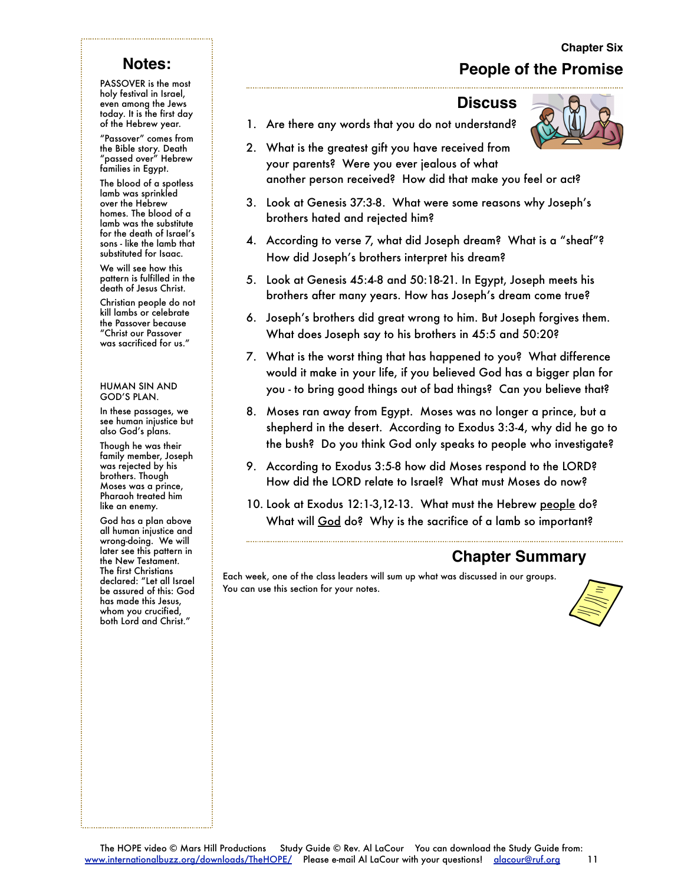Chapter Six

# People of the Promise

## Discuss

1. Are there any words that you do not understand?
2. What is the greatest gift you have received from your parents? Were you ever jealous of what another person received? How did that make you feel or act?
3. Look at Genesis 37:3-8. What were some reasons why Joseph's brothers hated and rejected him?
4. According to verse 7, what did Joseph dream? What is a "sheaf"? How did Joseph's brothers interpret his dream?
5. Look at Genesis 45:4-8 and 50:18-21. In Egypt, Joseph meets his brothers after many years. How has Joseph's dream come true?
6. Joseph's brothers did great wrong to him. But Joseph forgives them. What does Joseph say to his brothers in 45:5 and 50:20?
7. What is the worst thing that has happened to you? What difference would it make in your life, if you believed God has a bigger plan for you - to bring good things out of bad things? Can you believe that?
8. Moses ran away from Egypt. Moses was no longer a prince, but a shepherd in the desert. According to Exodus 3:3-4, why did he go to the bush? Do you think God only speaks to people who investigate?
9. According to Exodus 3:5-8 how did Moses respond to the LORD? How did the LORD relate to Israel? What must Moses do now?
10. Look at Exodus 12:1-3,12-13. What must the Hebrew <u>people</u> do? What will <u>God</u> do? Why is the sacrifice of a lamb so important?

## Chapter Summary

Each week, one of the class leaders will sum up what was discussed in our groups. You can use this section for your notes.

## Notes:

PASSOVER is the most holy festival in Israel, even among the Jews today. It is the first day of the Hebrew year.

"Passover" comes from the Bible story. Death "passed over" Hebrew families in Egypt.

The blood of a spotless lamb was sprinkled over the Hebrew homes. The blood of a lamb was the substitute for the death of Israel's sons - like the lamb that substituted for Isaac.

We will see how this pattern is fulfilled in the death of Jesus Christ.

Christian people do not kill lambs or celebrate the Passover because "Christ our Passover was sacrificed for us."

HUMAN SIN AND GOD'S PLAN.

In these passages, we see human injustice but also God's plans.

Though he was their family member, Joseph was rejected by his brothers. Though Moses was a prince, Pharaoh treated him like an enemy.

God has a plan above all human injustice and wrong-doing. We will later see this pattern in the New Testament. The first Christians declared: "Let all Israel be assured of this: God has made this Jesus, whom you crucified, both Lord and Christ."

The HOPE video © Mars Hill Productions Study Guide © Rev. Al LaCour You can download the Study Guide from: www.internationalbuzz.org/downloads/TheHOPE/ Please e-mail Al LaCour with your questions! alacour@ruf.org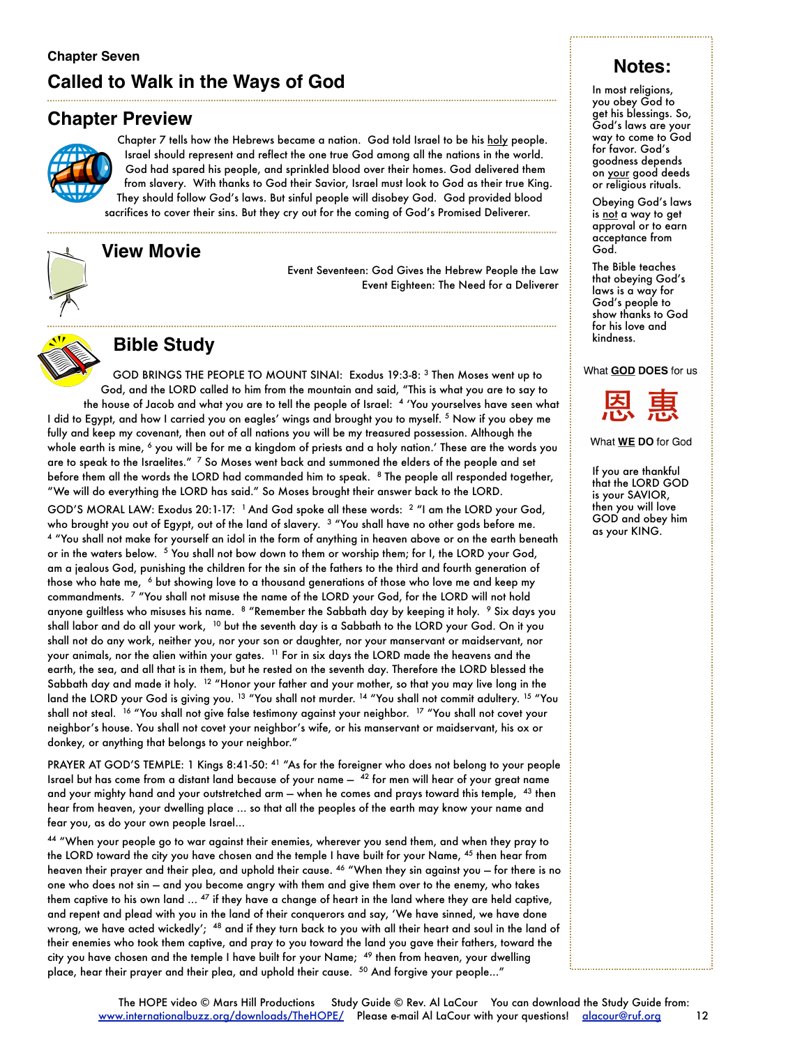**Chapter Seven**

# Called to Walk in the Ways of God

## Chapter Preview

Chapter 7 tells how the Hebrews became a nation. God told Israel to be his <u>holy</u> people. Israel should represent and reflect the one true God among all the nations in the world. God had spared his people, and sprinkled blood over their homes. God delivered them from slavery. With thanks to God their Savior, Israel must look to God as their true King. They should follow God's laws. But sinful people will disobey God. God provided blood sacrifices to cover their sins. But they cry out for the coming of God's Promised Deliverer.

## View Movie

Event Seventeen: God Gives the Hebrew People the Law
Event Eighteen: The Need for a Deliverer

## Bible Study

GOD BRINGS THE PEOPLE TO MOUNT SINAI: Exodus 19:3-8: [3] Then Moses went up to God, and the LORD called to him from the mountain and said, "This is what you are to say to the house of Jacob and what you are to tell the people of Israel: [4] 'You yourselves have seen what I did to Egypt, and how I carried you on eagles' wings and brought you to myself. [5] Now if you obey me fully and keep my covenant, then out of all nations you will be my treasured possession. Although the whole earth is mine, [6] you will be for me a kingdom of priests and a holy nation.' These are the words you are to speak to the Israelites." [7] So Moses went back and summoned the elders of the people and set before them all the words the LORD had commanded him to speak. [8] The people all responded together, "We will do everything the LORD has said." So Moses brought their answer back to the LORD.

GOD'S MORAL LAW: Exodus 20:1-17: [1] And God spoke all these words: [2] "I am the LORD your God, who brought you out of Egypt, out of the land of slavery. [3] "You shall have no other gods before me. [4] "You shall not make for yourself an idol in the form of anything in heaven above or on the earth beneath or in the waters below. [5] You shall not bow down to them or worship them; for I, the LORD your God, am a jealous God, punishing the children for the sin of the fathers to the third and fourth generation of those who hate me, [6] but showing love to a thousand generations of those who love me and keep my commandments. [7] "You shall not misuse the name of the LORD your God, for the LORD will not hold anyone guiltless who misuses his name. [8] "Remember the Sabbath day by keeping it holy. [9] Six days you shall labor and do all your work, [10] but the seventh day is a Sabbath to the LORD your God. On it you shall not do any work, neither you, nor your son or daughter, nor your manservant or maidservant, nor your animals, nor the alien within your gates. [11] For in six days the LORD made the heavens and the earth, the sea, and all that is in them, but he rested on the seventh day. Therefore the LORD blessed the Sabbath day and made it holy. [12] "Honor your father and your mother, so that you may live long in the land the LORD your God is giving you. [13] "You shall not murder. [14] "You shall not commit adultery. [15] "You shall not steal. [16] "You shall not give false testimony against your neighbor. [17] "You shall not covet your neighbor's house. You shall not covet your neighbor's wife, or his manservant or maidservant, his ox or donkey, or anything that belongs to your neighbor."

PRAYER AT GOD'S TEMPLE: 1 Kings 8:41-50: [41] "As for the foreigner who does not belong to your people Israel but has come from a distant land because of your name – [42] for men will hear of your great name and your mighty hand and your outstretched arm – when he comes and prays toward this temple, [43] then hear from heaven, your dwelling place ... so that all the peoples of the earth may know your name and fear you, as do your own people Israel...

[44] "When your people go to war against their enemies, wherever you send them, and when they pray to the LORD toward the city you have chosen and the temple I have built for your Name, [45] then hear from heaven their prayer and their plea, and uphold their cause. [46] "When they sin against you – for there is no one who does not sin – and you become angry with them and give them over to the enemy, who takes them captive to his own land ... [47] if they have a change of heart in the land where they are held captive, and repent and plead with you in the land of their conquerors and say, 'We have sinned, we have done wrong, we have acted wickedly'; [48] and if they turn back to you with all their heart and soul in the land of their enemies who took them captive, and pray to you toward the land you gave their fathers, toward the city you have chosen and the temple I have built for your Name; [49] then from heaven, your dwelling place, hear their prayer and their plea, and uphold their cause. [50] And forgive your people..."

## Notes:

In most religions, you obey God to get his blessings. So, God's laws are your way to come to God for favor. God's goodness depends on <u>your</u> good deeds or religious rituals.

Obeying God's laws is <u>not</u> a way to get approval or to earn acceptance from God.

The Bible teaches that obeying God's laws is a way for God's people to show thanks to God for his love and kindness.

What **<u>GOD</u> DOES** for us

恩 惠

What **<u>WE</u> DO** for God

If you are thankful that the LORD GOD is your SAVIOR, then you will love GOD and obey him as your KING.

The HOPE video © Mars Hill Productions   Study Guide © Rev. Al LaCour   You can download the Study Guide from: www.internationalbuzz.org/downloads/TheHOPE/   Please e-mail Al LaCour with your questions! alacour@ruf.org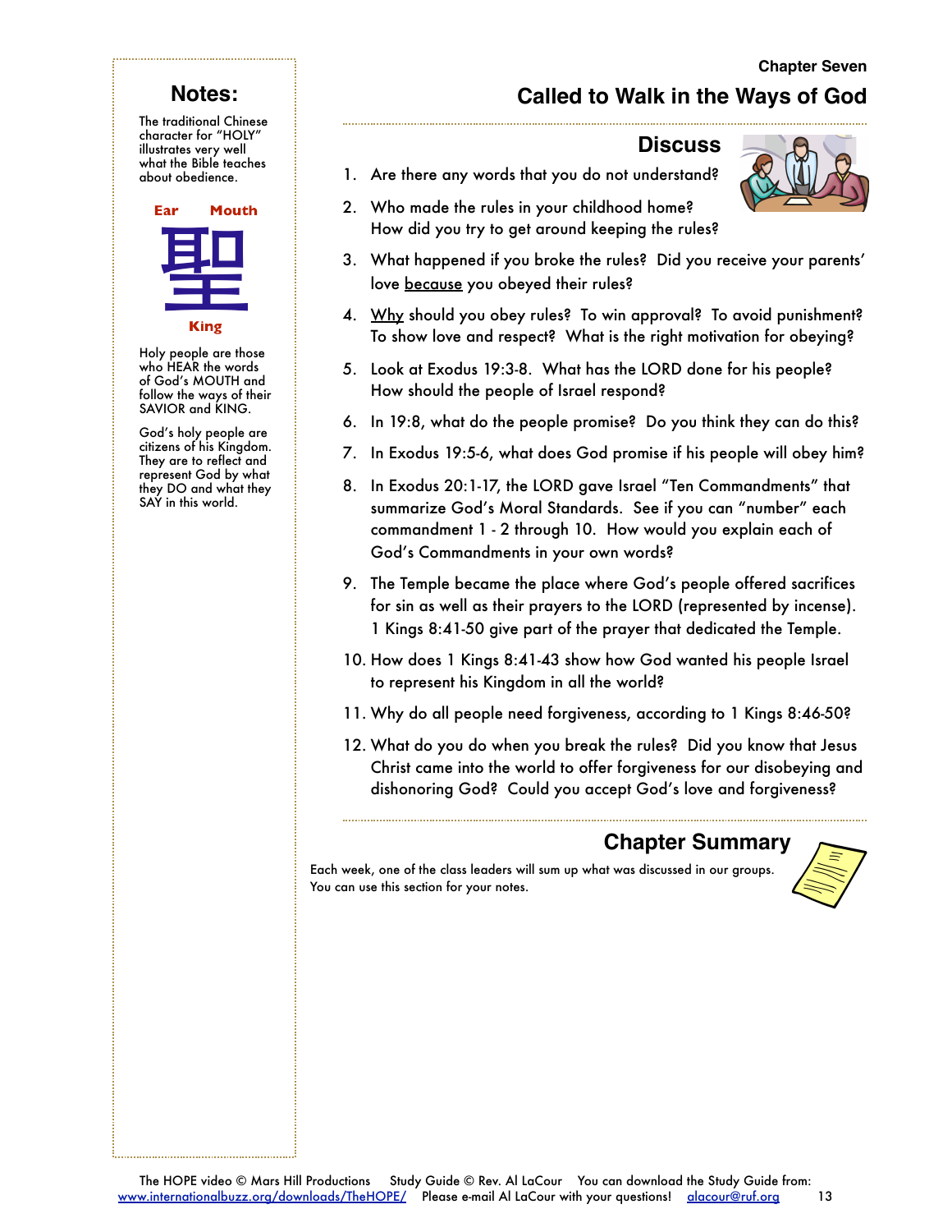## Notes:

The traditional Chinese character for "HOLY" illustrates very well what the Bible teaches about obedience.

Ear Mouth

聖

King

Holy people are those who HEAR the words of God's MOUTH and follow the ways of their SAVIOR and KING.

God's holy people are citizens of his Kingdom. They are to reflect and represent God by what they DO and what they SAY in this world.

Chapter Seven

# Called to Walk in the Ways of God

## Discuss

1. Are there any words that you do not understand?
2. Who made the rules in your childhood home? How did you try to get around keeping the rules?
3. What happened if you broke the rules? Did you receive your parents' love <u>because</u> you obeyed their rules?
4. <u>Why</u> should you obey rules? To win approval? To avoid punishment? To show love and respect? What is the right motivation for obeying?
5. Look at Exodus 19:3-8. What has the LORD done for his people? How should the people of Israel respond?
6. In 19:8, what do the people promise? Do you think they can do this?
7. In Exodus 19:5-6, what does God promise if his people will obey him?
8. In Exodus 20:1-17, the LORD gave Israel "Ten Commandments" that summarize God's Moral Standards. See if you can "number" each commandment 1 - 2 through 10. How would you explain each of God's Commandments in your own words?
9. The Temple became the place where God's people offered sacrifices for sin as well as their prayers to the LORD (represented by incense). 1 Kings 8:41-50 give part of the prayer that dedicated the Temple.
10. How does 1 Kings 8:41-43 show how God wanted his people Israel to represent his Kingdom in all the world?
11. Why do all people need forgiveness, according to 1 Kings 8:46-50?
12. What do you do when you break the rules? Did you know that Jesus Christ came into the world to offer forgiveness for our disobeying and dishonoring God? Could you accept God's love and forgiveness?

## Chapter Summary

Each week, one of the class leaders will sum up what was discussed in our groups. You can use this section for your notes.

The HOPE video © Mars Hill Productions Study Guide © Rev. Al LaCour You can download the Study Guide from: www.internationalbuzz.org/downloads/TheHOPE/ Please e-mail Al LaCour with your questions! alacour@ruf.org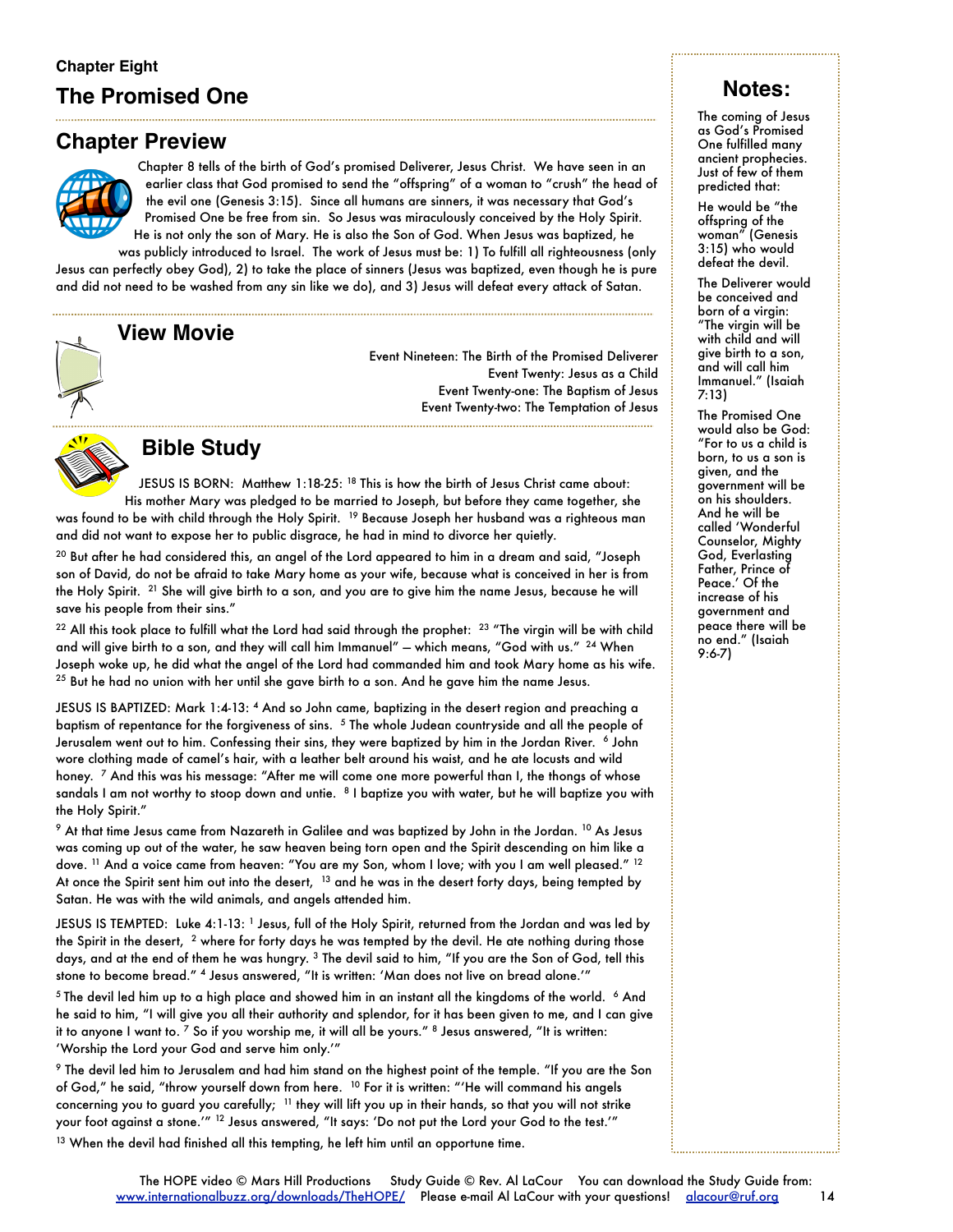Chapter Eight

# The Promised One

## Chapter Preview

Chapter 8 tells of the birth of God's promised Deliverer, Jesus Christ. We have seen in an earlier class that God promised to send the "offspring" of a woman to "crush" the head of the evil one (Genesis 3:15). Since all humans are sinners, it was necessary that God's Promised One be free from sin. So Jesus was miraculously conceived by the Holy Spirit. He is not only the son of Mary. He is also the Son of God. When Jesus was baptized, he was publicly introduced to Israel. The work of Jesus must be: 1) To fulfill all righteousness (only Jesus can perfectly obey God), 2) to take the place of sinners (Jesus was baptized, even though he is pure and did not need to be washed from any sin like we do), and 3) Jesus will defeat every attack of Satan.

## View Movie

Event Nineteen: The Birth of the Promised Deliverer
Event Twenty: Jesus as a Child
Event Twenty-one: The Baptism of Jesus
Event Twenty-two: The Temptation of Jesus

## Bible Study

JESUS IS BORN: Matthew 1:18-25: [18] This is how the birth of Jesus Christ came about: His mother Mary was pledged to be married to Joseph, but before they came together, she was found to be with child through the Holy Spirit. [19] Because Joseph her husband was a righteous man and did not want to expose her to public disgrace, he had in mind to divorce her quietly.

[20] But after he had considered this, an angel of the Lord appeared to him in a dream and said, "Joseph son of David, do not be afraid to take Mary home as your wife, because what is conceived in her is from the Holy Spirit. [21] She will give birth to a son, and you are to give him the name Jesus, because he will save his people from their sins."

[22] All this took place to fulfill what the Lord had said through the prophet: [23] "The virgin will be with child and will give birth to a son, and they will call him Immanuel" – which means, "God with us." [24] When Joseph woke up, he did what the angel of the Lord had commanded him and took Mary home as his wife. [25] But he had no union with her until she gave birth to a son. And he gave him the name Jesus.

JESUS IS BAPTIZED: Mark 1:4-13: [4] And so John came, baptizing in the desert region and preaching a baptism of repentance for the forgiveness of sins. [5] The whole Judean countryside and all the people of Jerusalem went out to him. Confessing their sins, they were baptized by him in the Jordan River. [6] John wore clothing made of camel's hair, with a leather belt around his waist, and he ate locusts and wild honey. [7] And this was his message: "After me will come one more powerful than I, the thongs of whose sandals I am not worthy to stoop down and untie. [8] I baptize you with water, but he will baptize you with the Holy Spirit."

[9] At that time Jesus came from Nazareth in Galilee and was baptized by John in the Jordan. [10] As Jesus was coming up out of the water, he saw heaven being torn open and the Spirit descending on him like a dove. [11] And a voice came from heaven: "You are my Son, whom I love; with you I am well pleased." [12] At once the Spirit sent him out into the desert, [13] and he was in the desert forty days, being tempted by Satan. He was with the wild animals, and angels attended him.

JESUS IS TEMPTED: Luke 4:1-13: [1] Jesus, full of the Holy Spirit, returned from the Jordan and was led by the Spirit in the desert, [2] where for forty days he was tempted by the devil. He ate nothing during those days, and at the end of them he was hungry. [3] The devil said to him, "If you are the Son of God, tell this stone to become bread." [4] Jesus answered, "It is written: 'Man does not live on bread alone.'"

[5] The devil led him up to a high place and showed him in an instant all the kingdoms of the world. [6] And he said to him, "I will give you all their authority and splendor, for it has been given to me, and I can give it to anyone I want to. [7] So if you worship me, it will all be yours." [8] Jesus answered, "It is written: 'Worship the Lord your God and serve him only.'"

[9] The devil led him to Jerusalem and had him stand on the highest point of the temple. "If you are the Son of God," he said, "throw yourself down from here. [10] For it is written: "'He will command his angels concerning you to guard you carefully; [11] they will lift you up in their hands, so that you will not strike your foot against a stone.'" [12] Jesus answered, "It says: 'Do not put the Lord your God to the test.'"

[13] When the devil had finished all this tempting, he left him until an opportune time.

## Notes:

The coming of Jesus as God's Promised One fulfilled many ancient prophecies. Just of few of them predicted that:

He would be "the offspring of the woman" (Genesis 3:15) who would defeat the devil.

The Deliverer would be conceived and born of a virgin: "The virgin will be with child and will give birth to a son, and will call him Immanuel." (Isaiah 7:13)

The Promised One would also be God: "For to us a child is born, to us a son is given, and the government will be on his shoulders. And he will be called 'Wonderful Counselor, Mighty God, Everlasting Father, Prince of Peace.' Of the increase of his government and peace there will be no end." (Isaiah 9:6-7)

The HOPE video © Mars Hill Productions Study Guide © Rev. Al LaCour You can download the Study Guide from: www.internationalbuzz.org/downloads/TheHOPE/ Please e-mail Al LaCour with your questions! alacour@ruf.org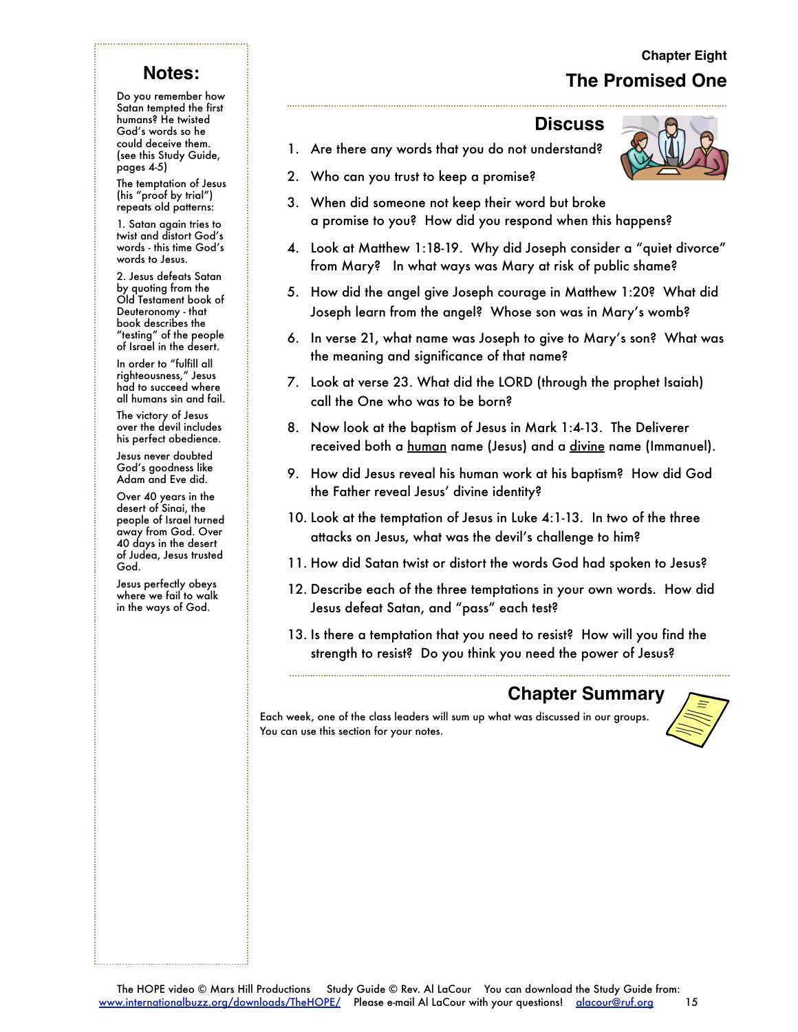Chapter Eight

# The Promised One

## Notes:

Do you remember how Satan tempted the first humans? He twisted God's words so he could deceive them. (see this Study Guide, pages 4-5)

The temptation of Jesus (his "proof by trial") repeats old patterns:

1. Satan again tries to twist and distort God's words - this time God's words to Jesus.

2. Jesus defeats Satan by quoting from the Old Testament book of Deuteronomy - that book describes the "testing" of the people of Israel in the desert.

In order to "fulfill all righteousness," Jesus had to succeed where all humans sin and fail.

The victory of Jesus over the devil includes his perfect obedience.

Jesus never doubted God's goodness like Adam and Eve did.

Over 40 years in the desert of Sinai, the people of Israel turned away from God. Over 40 days in the desert of Judea, Jesus trusted God.

Jesus perfectly obeys where we fail to walk in the ways of God.

## Discuss

1. Are there any words that you do not understand?
2. Who can you trust to keep a promise?
3. When did someone not keep their word but broke a promise to you? How did you respond when this happens?
4. Look at Matthew 1:18-19. Why did Joseph consider a "quiet divorce" from Mary? In what ways was Mary at risk of public shame?
5. How did the angel give Joseph courage in Matthew 1:20? What did Joseph learn from the angel? Whose son was in Mary's womb?
6. In verse 21, what name was Joseph to give to Mary's son? What was the meaning and significance of that name?
7. Look at verse 23. What did the LORD (through the prophet Isaiah) call the One who was to be born?
8. Now look at the baptism of Jesus in Mark 1:4-13. The Deliverer received both a <u>human</u> name (Jesus) and a <u>divine</u> name (Immanuel).
9. How did Jesus reveal his human work at his baptism? How did God the Father reveal Jesus' divine identity?
10. Look at the temptation of Jesus in Luke 4:1-13. In two of the three attacks on Jesus, what was the devil's challenge to him?
11. How did Satan twist or distort the words God had spoken to Jesus?
12. Describe each of the three temptations in your own words. How did Jesus defeat Satan, and "pass" each test?
13. Is there a temptation that you need to resist? How will you find the strength to resist? Do you think you need the power of Jesus?

## Chapter Summary

Each week, one of the class leaders will sum up what was discussed in our groups. You can use this section for your notes.

The HOPE video © Mars Hill Productions   Study Guide © Rev. Al LaCour   You can download the Study Guide from: www.internationalbuzz.org/downloads/TheHOPE/   Please e-mail Al LaCour with your questions! alacour@ruf.org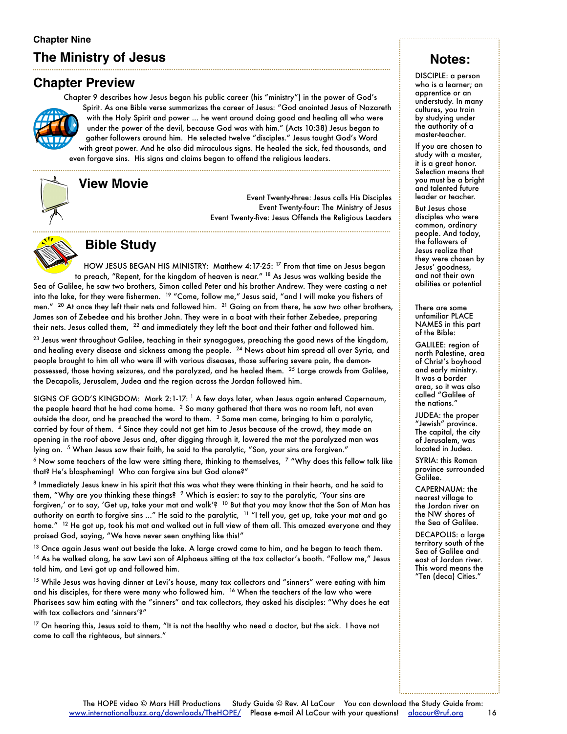**Chapter Nine**

# The Ministry of Jesus

## Chapter Preview

Chapter 9 describes how Jesus began his public career (his "ministry") in the power of God's Spirit. As one Bible verse summarizes the career of Jesus: "God anointed Jesus of Nazareth with the Holy Spirit and power ... he went around doing good and healing all who were under the power of the devil, because God was with him." (Acts 10:38) Jesus began to gather followers around him. He selected twelve "disciples." Jesus taught God's Word with great power. And he also did miraculous signs. He healed the sick, fed thousands, and even forgave sins. His signs and claims began to offend the religious leaders.

## View Movie

Event Twenty-three: Jesus calls His Disciples
Event Twenty-four: The Ministry of Jesus
Event Twenty-five: Jesus Offends the Religious Leaders

## Bible Study

HOW JESUS BEGAN HIS MINISTRY: Matthew 4:17-25: [17] From that time on Jesus began to preach, "Repent, for the kingdom of heaven is near." [18] As Jesus was walking beside the Sea of Galilee, he saw two brothers, Simon called Peter and his brother Andrew. They were casting a net into the lake, for they were fishermen. [19] "Come, follow me," Jesus said, "and I will make you fishers of men." [20] At once they left their nets and followed him. [21] Going on from there, he saw two other brothers, James son of Zebedee and his brother John. They were in a boat with their father Zebedee, preparing their nets. Jesus called them, [22] and immediately they left the boat and their father and followed him.

[23] Jesus went throughout Galilee, teaching in their synagogues, preaching the good news of the kingdom, and healing every disease and sickness among the people. [24] News about him spread all over Syria, and people brought to him all who were ill with various diseases, those suffering severe pain, the demon-possessed, those having seizures, and the paralyzed, and he healed them. [25] Large crowds from Galilee, the Decapolis, Jerusalem, Judea and the region across the Jordan followed him.

SIGNS OF GOD'S KINGDOM: Mark 2:1-17: [1] A few days later, when Jesus again entered Capernaum, the people heard that he had come home. [2] So many gathered that there was no room left, not even outside the door, and he preached the word to them. [3] Some men came, bringing to him a paralytic, carried by four of them. [4] Since they could not get him to Jesus because of the crowd, they made an opening in the roof above Jesus and, after digging through it, lowered the mat the paralyzed man was lying on. [5] When Jesus saw their faith, he said to the paralytic, "Son, your sins are forgiven."

[6] Now some teachers of the law were sitting there, thinking to themselves, [7] "Why does this fellow talk like that? He's blaspheming! Who can forgive sins but God alone?"

[8] Immediately Jesus knew in his spirit that this was what they were thinking in their hearts, and he said to them, "Why are you thinking these things? [9] Which is easier: to say to the paralytic, 'Your sins are forgiven,' or to say, 'Get up, take your mat and walk'? [10] But that you may know that the Son of Man has authority on earth to forgive sins ..." He said to the paralytic, [11] "I tell you, get up, take your mat and go home." [12] He got up, took his mat and walked out in full view of them all. This amazed everyone and they praised God, saying, "We have never seen anything like this!"

[13] Once again Jesus went out beside the lake. A large crowd came to him, and he began to teach them. [14] As he walked along, he saw Levi son of Alphaeus sitting at the tax collector's booth. "Follow me," Jesus told him, and Levi got up and followed him.

[15] While Jesus was having dinner at Levi's house, many tax collectors and "sinners" were eating with him and his disciples, for there were many who followed him. [16] When the teachers of the law who were Pharisees saw him eating with the "sinners" and tax collectors, they asked his disciples: "Why does he eat with tax collectors and 'sinners'?"

[17] On hearing this, Jesus said to them, "It is not the healthy who need a doctor, but the sick. I have not come to call the righteous, but sinners."

## Notes:

DISCIPLE: a person who is a learner; an apprentice or an understudy. In many cultures, you train by studying under the authority of a master-teacher.

If you are chosen to study with a master, it is a great honor. Selection means that you must be a bright and talented future leader or teacher.

But Jesus chose disciples who were common, ordinary people. And today, the followers of Jesus realize that they were chosen by Jesus' goodness, and not their own abilities or potential

There are some unfamiliar PLACE NAMES in this part of the Bible:

GALILEE: region of north Palestine, area of Christ's boyhood and early ministry. It was a border area, so it was also called "Galilee of the nations."

JUDEA: the proper "Jewish" province. The capital, the city of Jerusalem, was located in Judea.

SYRIA: this Roman province surrounded Galilee.

CAPERNAUM: the nearest village to the Jordan river on the NW shores of the Sea of Galilee.

DECAPOLIS: a large territory south of the Sea of Galilee and east of Jordan river. This word means the "Ten (deca) Cities."

The HOPE video © Mars Hill Productions Study Guide © Rev. Al LaCour You can download the Study Guide from: www.internationalbuzz.org/downloads/TheHOPE/ Please e-mail Al LaCour with your questions! alacour@ruf.org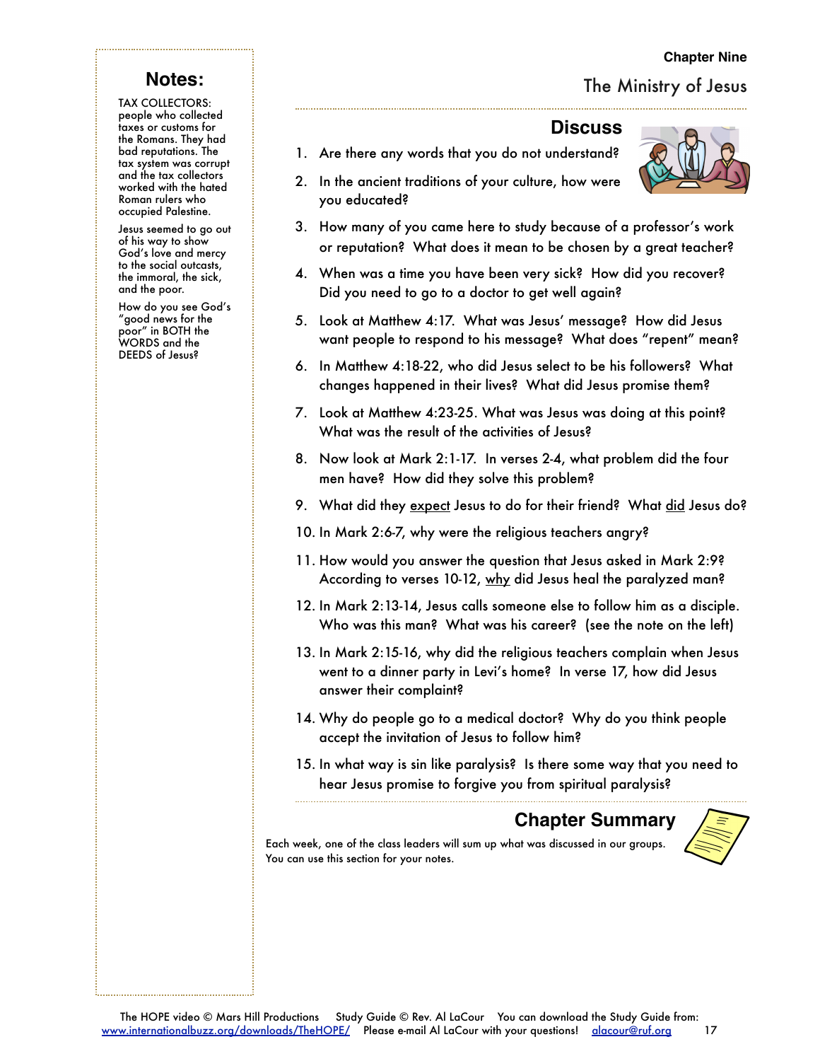## Chapter Nine

### The Ministry of Jesus

## Discuss

1. Are there any words that you do not understand?
2. In the ancient traditions of your culture, how were you educated?
3. How many of you came here to study because of a professor's work or reputation? What does it mean to be chosen by a great teacher?
4. When was a time you have been very sick? How did you recover? Did you need to go to a doctor to get well again?
5. Look at Matthew 4:17. What was Jesus' message? How did Jesus want people to respond to his message? What does "repent" mean?
6. In Matthew 4:18-22, who did Jesus select to be his followers? What changes happened in their lives? What did Jesus promise them?
7. Look at Matthew 4:23-25. What was Jesus was doing at this point? What was the result of the activities of Jesus?
8. Now look at Mark 2:1-17. In verses 2-4, what problem did the four men have? How did they solve this problem?
9. What did they expect Jesus to do for their friend? What did Jesus do?
10. In Mark 2:6-7, why were the religious teachers angry?
11. How would you answer the question that Jesus asked in Mark 2:9? According to verses 10-12, why did Jesus heal the paralyzed man?
12. In Mark 2:13-14, Jesus calls someone else to follow him as a disciple. Who was this man? What was his career? (see the note on the left)
13. In Mark 2:15-16, why did the religious teachers complain when Jesus went to a dinner party in Levi's home? In verse 17, how did Jesus answer their complaint?
14. Why do people go to a medical doctor? Why do you think people accept the invitation of Jesus to follow him?
15. In what way is sin like paralysis? Is there some way that you need to hear Jesus promise to forgive you from spiritual paralysis?

## Chapter Summary

Each week, one of the class leaders will sum up what was discussed in our groups. You can use this section for your notes.

## Notes:

TAX COLLECTORS: people who collected taxes or customs for the Romans. They had bad reputations. The tax system was corrupt and the tax collectors worked with the hated Roman rulers who occupied Palestine.

Jesus seemed to go out of his way to show God's love and mercy to the social outcasts, the immoral, the sick, and the poor.

How do you see God's "good news for the poor" in BOTH the WORDS and the DEEDS of Jesus?

The HOPE video © Mars Hill Productions Study Guide © Rev. Al LaCour You can download the Study Guide from: www.internationalbuzz.org/downloads/TheHOPE/ Please e-mail Al LaCour with your questions! alacour@ruf.org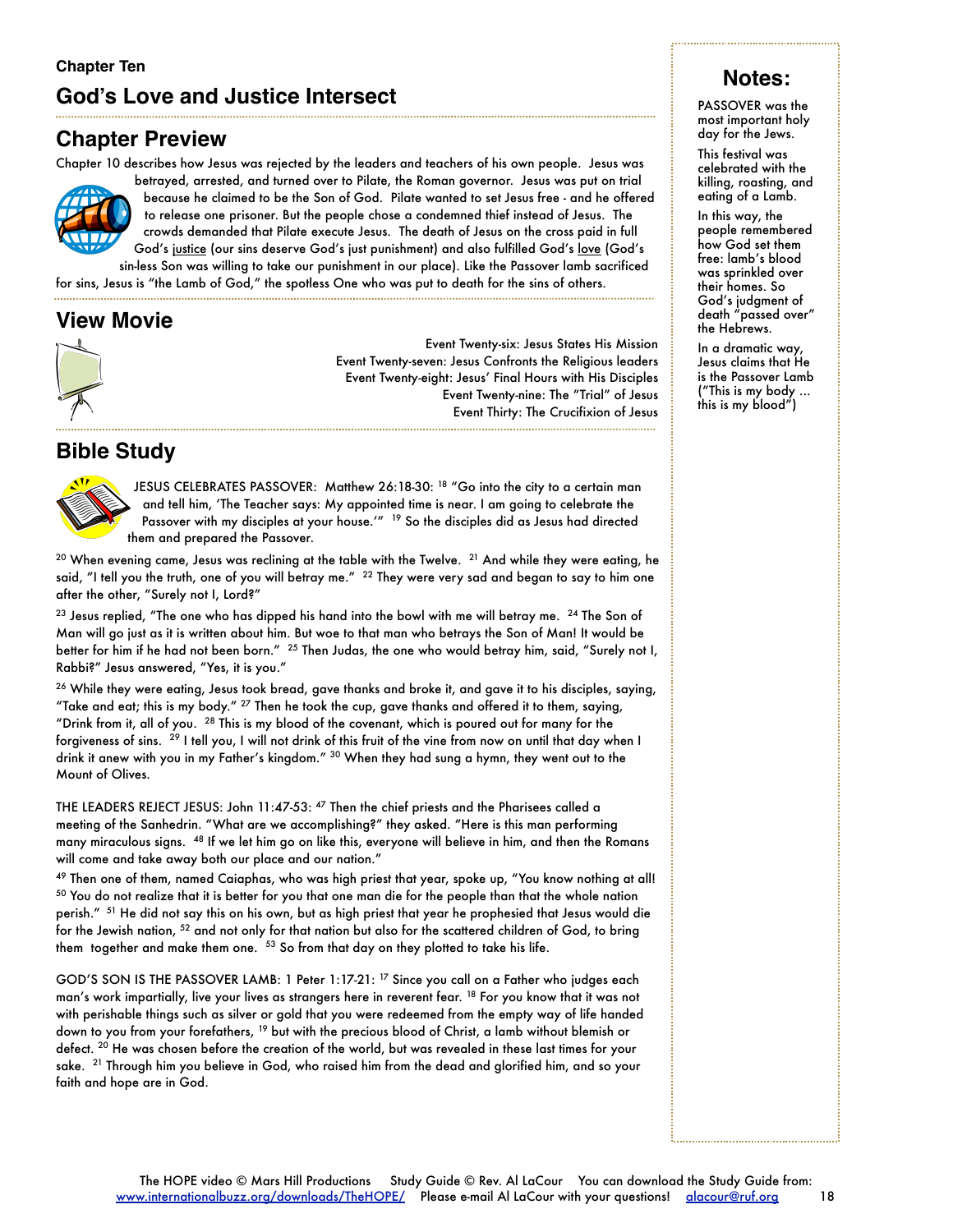**Chapter Ten**

## God's Love and Justice Intersect

## Chapter Preview

Chapter 10 describes how Jesus was rejected by the leaders and teachers of his own people. Jesus was betrayed, arrested, and turned over to Pilate, the Roman governor. Jesus was put on trial because he claimed to be the Son of God. Pilate wanted to set Jesus free - and he offered to release one prisoner. But the people chose a condemned thief instead of Jesus. The crowds demanded that Pilate execute Jesus. The death of Jesus on the cross paid in full God's justice (our sins deserve God's just punishment) and also fulfilled God's love (God's sin-less Son was willing to take our punishment in our place). Like the Passover lamb sacrificed for sins, Jesus is "the Lamb of God," the spotless One who was put to death for the sins of others.

## View Movie

Event Twenty-six: Jesus States His Mission
Event Twenty-seven: Jesus Confronts the Religious leaders
Event Twenty-eight: Jesus' Final Hours with His Disciples
Event Twenty-nine: The "Trial" of Jesus
Event Thirty: The Crucifixion of Jesus

## Bible Study

JESUS CELEBRATES PASSOVER: Matthew 26:18-30: [18] "Go into the city to a certain man and tell him, 'The Teacher says: My appointed time is near. I am going to celebrate the Passover with my disciples at your house.'" [19] So the disciples did as Jesus had directed them and prepared the Passover.

[20] When evening came, Jesus was reclining at the table with the Twelve. [21] And while they were eating, he said, "I tell you the truth, one of you will betray me." [22] They were very sad and began to say to him one after the other, "Surely not I, Lord?"

[23] Jesus replied, "The one who has dipped his hand into the bowl with me will betray me. [24] The Son of Man will go just as it is written about him. But woe to that man who betrays the Son of Man! It would be better for him if he had not been born." [25] Then Judas, the one who would betray him, said, "Surely not I, Rabbi?" Jesus answered, "Yes, it is you."

[26] While they were eating, Jesus took bread, gave thanks and broke it, and gave it to his disciples, saying, "Take and eat; this is my body." [27] Then he took the cup, gave thanks and offered it to them, saying, "Drink from it, all of you. [28] This is my blood of the covenant, which is poured out for many for the forgiveness of sins. [29] I tell you, I will not drink of this fruit of the vine from now on until that day when I drink it anew with you in my Father's kingdom." [30] When they had sung a hymn, they went out to the Mount of Olives.

THE LEADERS REJECT JESUS: John 11:47-53: [47] Then the chief priests and the Pharisees called a meeting of the Sanhedrin. "What are we accomplishing?" they asked. "Here is this man performing many miraculous signs. [48] If we let him go on like this, everyone will believe in him, and then the Romans will come and take away both our place and our nation."

[49] Then one of them, named Caiaphas, who was high priest that year, spoke up, "You know nothing at all! [50] You do not realize that it is better for you that one man die for the people than that the whole nation perish." [51] He did not say this on his own, but as high priest that year he prophesied that Jesus would die for the Jewish nation, [52] and not only for that nation but also for the scattered children of God, to bring them together and make them one. [53] So from that day on they plotted to take his life.

GOD'S SON IS THE PASSOVER LAMB: 1 Peter 1:17-21: [17] Since you call on a Father who judges each man's work impartially, live your lives as strangers here in reverent fear. [18] For you know that it was not with perishable things such as silver or gold that you were redeemed from the empty way of life handed down to you from your forefathers, [19] but with the precious blood of Christ, a lamb without blemish or defect. [20] He was chosen before the creation of the world, but was revealed in these last times for your sake. [21] Through him you believe in God, who raised him from the dead and glorified him, and so your faith and hope are in God.

## Notes:

PASSOVER was the most important holy day for the Jews.

This festival was celebrated with the killing, roasting, and eating of a Lamb.

In this way, the people remembered how God set them free: lamb's blood was sprinkled over their homes. So God's judgment of death "passed over" the Hebrews.

In a dramatic way, Jesus claims that He is the Passover Lamb ("This is my body ... this is my blood")

The HOPE video © Mars Hill Productions Study Guide © Rev. Al LaCour You can download the Study Guide from: www.internationalbuzz.org/downloads/TheHOPE/ Please e-mail Al LaCour with your questions! alacour@ruf.org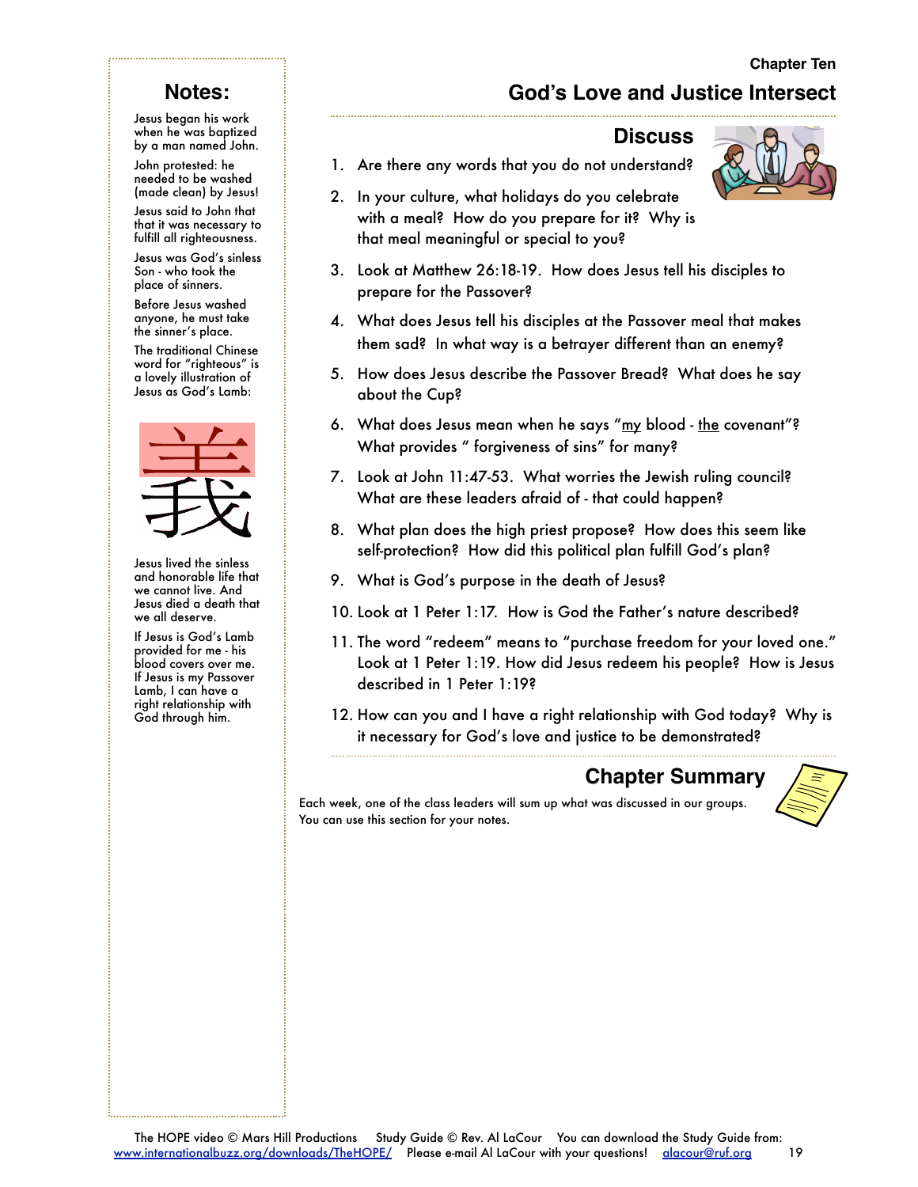Chapter Ten

## God's Love and Justice Intersect

### Discuss

1. Are there any words that you do not understand?
2. In your culture, what holidays do you celebrate with a meal? How do you prepare for it? Why is that meal meaningful or special to you?
3. Look at Matthew 26:18-19. How does Jesus tell his disciples to prepare for the Passover?
4. What does Jesus tell his disciples at the Passover meal that makes them sad? In what way is a betrayer different than an enemy?
5. How does Jesus describe the Passover Bread? What does he say about the Cup?
6. What does Jesus mean when he says "my blood - the covenant"? What provides " forgiveness of sins" for many?
7. Look at John 11:47-53. What worries the Jewish ruling council? What are these leaders afraid of - that could happen?
8. What plan does the high priest propose? How does this seem like self-protection? How did this political plan fulfill God's plan?
9. What is God's purpose in the death of Jesus?
10. Look at 1 Peter 1:17. How is God the Father's nature described?
11. The word "redeem" means to "purchase freedom for your loved one." Look at 1 Peter 1:19. How did Jesus redeem his people? How is Jesus described in 1 Peter 1:19?
12. How can you and I have a right relationship with God today? Why is it necessary for God's love and justice to be demonstrated?

### Chapter Summary

Each week, one of the class leaders will sum up what was discussed in our groups. You can use this section for your notes.

## Notes:

Jesus began his work when he was baptized by a man named John.

John protested: he needed to be washed (made clean) by Jesus!

Jesus said to John that that it was necessary to fulfill all righteousness.

Jesus was God's sinless Son - who took the place of sinners.

Before Jesus washed anyone, he must take the sinner's place.

The traditional Chinese word for "righteous" is a lovely illustration of Jesus as God's Lamb:

義

Jesus lived the sinless and honorable life that we cannot live. And Jesus died a death that we all deserve.

If Jesus is God's Lamb provided for me - his blood covers over me. If Jesus is my Passover Lamb, I can have a right relationship with God through him.

The HOPE video © Mars Hill Productions Study Guide © Rev. Al LaCour You can download the Study Guide from: www.internationalbuzz.org/downloads/TheHOPE/ Please e-mail Al LaCour with your questions! alacour@ruf.org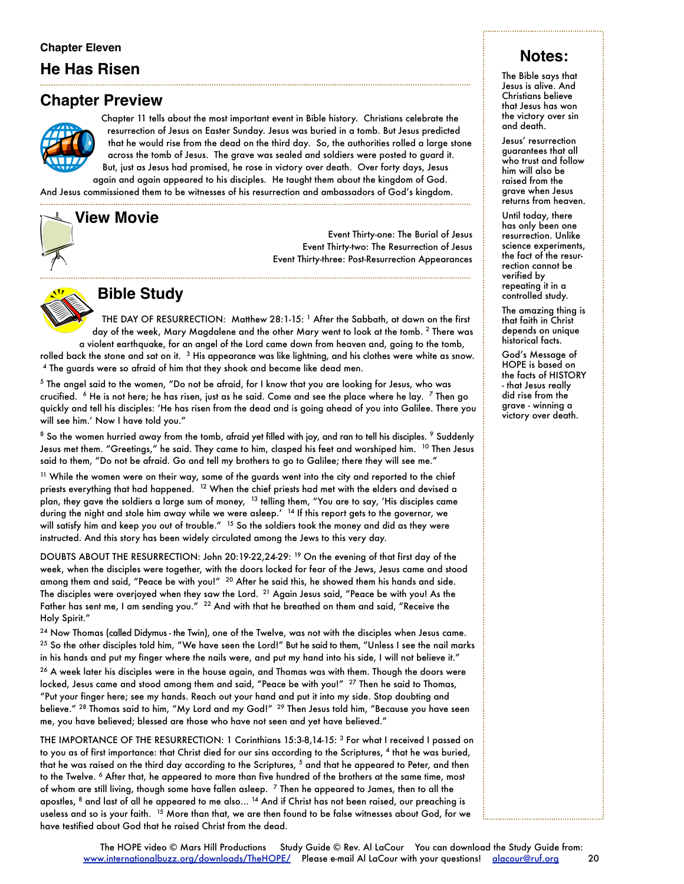### Chapter Eleven

## He Has Risen

## Chapter Preview

Chapter 11 tells about the most important event in Bible history. Christians celebrate the resurrection of Jesus on Easter Sunday. Jesus was buried in a tomb. But Jesus predicted that he would rise from the dead on the third day. So, the authorities rolled a large stone across the tomb of Jesus. The grave was sealed and soldiers were posted to guard it. But, just as Jesus had promised, he rose in victory over death. Over forty days, Jesus again and again appeared to his disciples. He taught them about the kingdom of God. And Jesus commissioned them to be witnesses of his resurrection and ambassadors of God's kingdom.

## View Movie

Event Thirty-one: The Burial of Jesus
Event Thirty-two: The Resurrection of Jesus
Event Thirty-three: Post-Resurrection Appearances

## Bible Study

THE DAY OF RESURRECTION: Matthew 28:1-15: [1] After the Sabbath, at dawn on the first day of the week, Mary Magdalene and the other Mary went to look at the tomb. [2] There was a violent earthquake, for an angel of the Lord came down from heaven and, going to the tomb, rolled back the stone and sat on it. [3] His appearance was like lightning, and his clothes were white as snow. [4] The guards were so afraid of him that they shook and became like dead men.

[5] The angel said to the women, "Do not be afraid, for I know that you are looking for Jesus, who was crucified. [6] He is not here; he has risen, just as he said. Come and see the place where he lay. [7] Then go quickly and tell his disciples: 'He has risen from the dead and is going ahead of you into Galilee. There you will see him.' Now I have told you."

[8] So the women hurried away from the tomb, afraid yet filled with joy, and ran to tell his disciples. [9] Suddenly Jesus met them. "Greetings," he said. They came to him, clasped his feet and worshiped him. [10] Then Jesus said to them, "Do not be afraid. Go and tell my brothers to go to Galilee; there they will see me."

[11] While the women were on their way, some of the guards went into the city and reported to the chief priests everything that had happened. [12] When the chief priests had met with the elders and devised a plan, they gave the soldiers a large sum of money, [13] telling them, "You are to say, 'His disciples came during the night and stole him away while we were asleep.' [14] If this report gets to the governor, we will satisfy him and keep you out of trouble." [15] So the soldiers took the money and did as they were instructed. And this story has been widely circulated among the Jews to this very day.

DOUBTS ABOUT THE RESURRECTION: John 20:19-22,24-29: [19] On the evening of that first day of the week, when the disciples were together, with the doors locked for fear of the Jews, Jesus came and stood among them and said, "Peace be with you!" [20] After he said this, he showed them his hands and side. The disciples were overjoyed when they saw the Lord. [21] Again Jesus said, "Peace be with you! As the Father has sent me, I am sending you." [22] And with that he breathed on them and said, "Receive the Holy Spirit."

[24] Now Thomas (called Didymus - the Twin), one of the Twelve, was not with the disciples when Jesus came. [25] So the other disciples told him, "We have seen the Lord!" But he said to them, "Unless I see the nail marks in his hands and put my finger where the nails were, and put my hand into his side, I will not believe it." [26] A week later his disciples were in the house again, and Thomas was with them. Though the doors were locked, Jesus came and stood among them and said, "Peace be with you!" [27] Then he said to Thomas, "Put your finger here; see my hands. Reach out your hand and put it into my side. Stop doubting and believe." [28] Thomas said to him, "My Lord and my God!" [29] Then Jesus told him, "Because you have seen me, you have believed; blessed are those who have not seen and yet have believed."

THE IMPORTANCE OF THE RESURRECTION: 1 Corinthians 15:3-8,14-15: [3] For what I received I passed on to you as of first importance: that Christ died for our sins according to the Scriptures, [4] that he was buried, that he was raised on the third day according to the Scriptures, [5] and that he appeared to Peter, and then to the Twelve. [6] After that, he appeared to more than five hundred of the brothers at the same time, most of whom are still living, though some have fallen asleep. [7] Then he appeared to James, then to all the apostles, [8] and last of all he appeared to me also... [14] And if Christ has not been raised, our preaching is useless and so is your faith. [15] More than that, we are then found to be false witnesses about God, for we have testified about God that he raised Christ from the dead.

## Notes:

The Bible says that Jesus is alive. And Christians believe that Jesus has won the victory over sin and death.

Jesus' resurrection guarantees that all who trust and follow him will also be raised from the grave when Jesus returns from heaven.

Until today, there has only been one resurrection. Unlike science experiments, the fact of the resurrection cannot be verified by repeating it in a controlled study.

The amazing thing is that faith in Christ depends on unique historical facts.

God's Message of HOPE is based on the facts of HISTORY - that Jesus really did rise from the grave - winning a victory over death.

The HOPE video © Mars Hill Productions Study Guide © Rev. Al LaCour You can download the Study Guide from: www.internationalbuzz.org/downloads/TheHOPE/ Please e-mail Al LaCour with your questions! alacour@ruf.org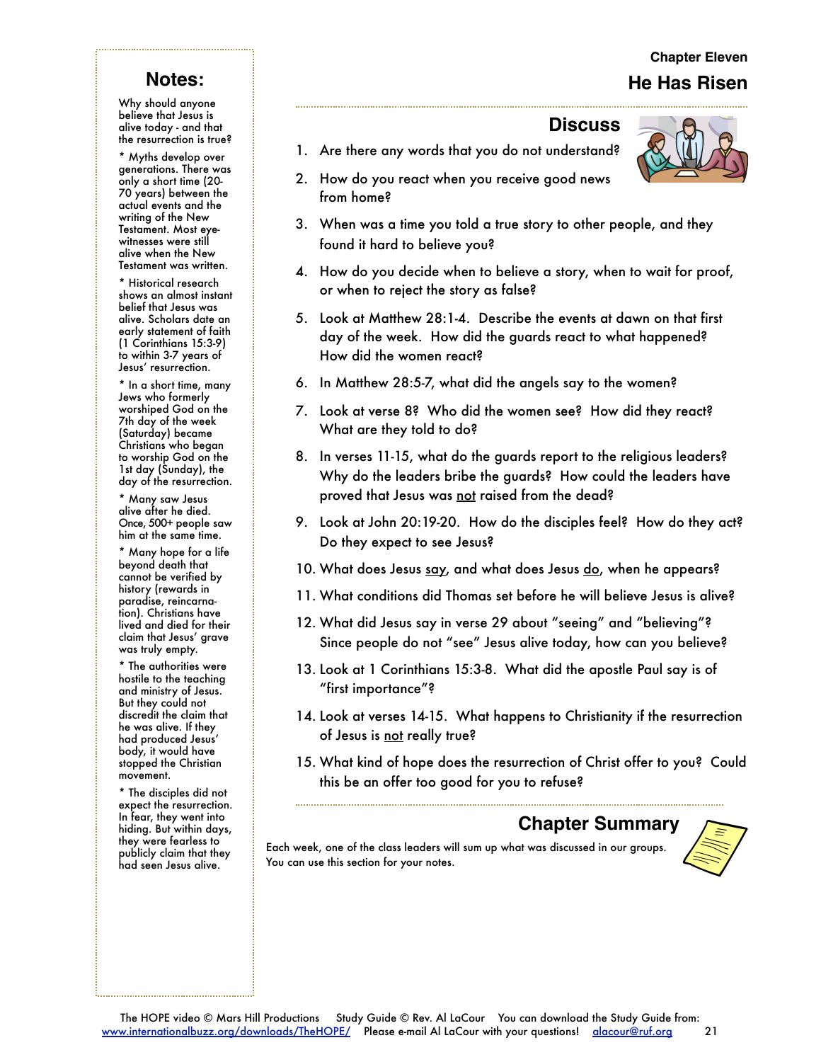# Chapter Eleven

## He Has Risen

### Discuss

1. Are there any words that you do not understand?
2. How do you react when you receive good news from home?
3. When was a time you told a true story to other people, and they found it hard to believe you?
4. How do you decide when to believe a story, when to wait for proof, or when to reject the story as false?
5. Look at Matthew 28:1-4. Describe the events at dawn on that first day of the week. How did the guards react to what happened? How did the women react?
6. In Matthew 28:5-7, what did the angels say to the women?
7. Look at verse 8? Who did the women see? How did they react? What are they told to do?
8. In verses 11-15, what do the guards report to the religious leaders? Why do the leaders bribe the guards? How could the leaders have proved that Jesus was not raised from the dead?
9. Look at John 20:19-20. How do the disciples feel? How do they act? Do they expect to see Jesus?
10. What does Jesus say, and what does Jesus do, when he appears?
11. What conditions did Thomas set before he will believe Jesus is alive?
12. What did Jesus say in verse 29 about "seeing" and "believing"? Since people do not "see" Jesus alive today, how can you believe?
13. Look at 1 Corinthians 15:3-8. What did the apostle Paul say is of "first importance"?
14. Look at verses 14-15. What happens to Christianity if the resurrection of Jesus is not really true?
15. What kind of hope does the resurrection of Christ offer to you? Could this be an offer too good for you to refuse?

### Chapter Summary

Each week, one of the class leaders will sum up what was discussed in our groups. You can use this section for your notes.

## Notes:

Why should anyone believe that Jesus is alive today - and that the resurrection is true?

* Myths develop over generations. There was only a short time (20-70 years) between the actual events and the writing of the New Testament. Most eye-witnesses were still alive when the New Testament was written.

* Historical research shows an almost instant belief that Jesus was alive. Scholars date an early statement of faith (1 Corinthians 15:3-9) to within 3-7 years of Jesus' resurrection.

* In a short time, many Jews who formerly worshiped God on the 7th day of the week (Saturday) became Christians who began to worship God on the 1st day (Sunday), the day of the resurrection.

* Many saw Jesus alive after he died. Once, 500+ people saw him at the same time.

* Many hope for a life beyond death that cannot be verified by history (rewards in paradise, reincarnation). Christians have lived and died for their claim that Jesus' grave was truly empty.

* The authorities were hostile to the teaching and ministry of Jesus. But they could not discredit the claim that he was alive. If they had produced Jesus' body, it would have stopped the Christian movement.

* The disciples did not expect the resurrection. In fear, they went into hiding. But within days, they were fearless to publicly claim that they had seen Jesus alive.

The HOPE video © Mars Hill Productions Study Guide © Rev. Al LaCour You can download the Study Guide from: www.internationalbuzz.org/downloads/TheHOPE/ Please e-mail Al LaCour with your questions! alacour@ruf.org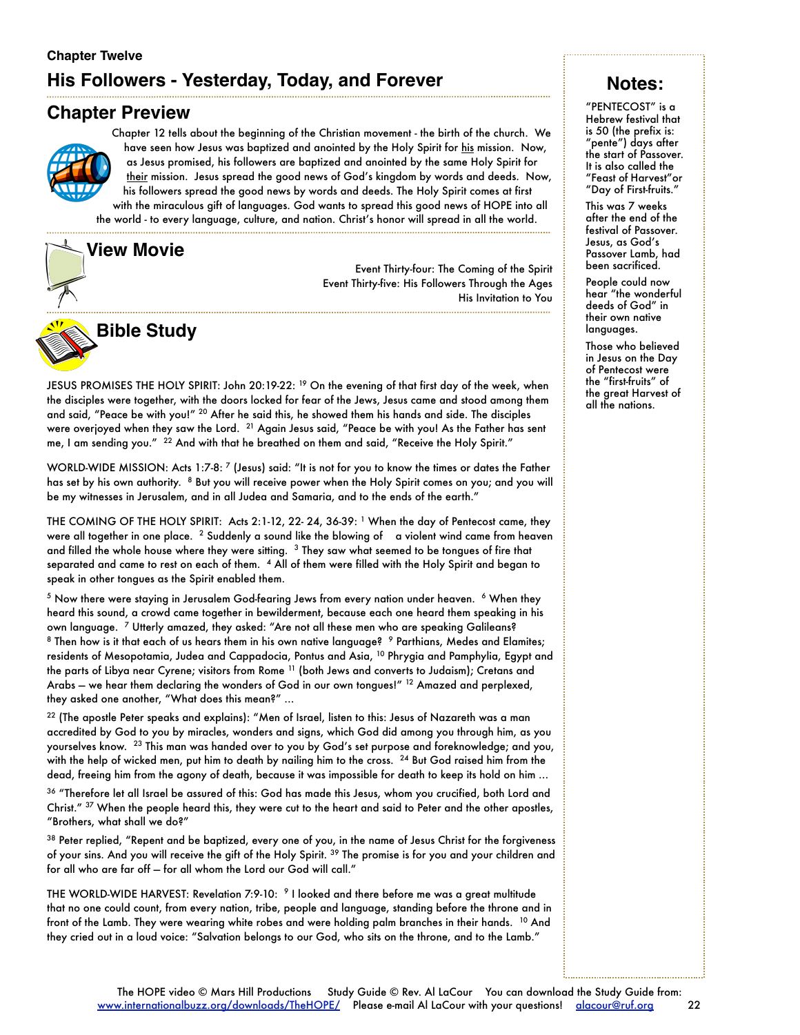### Chapter Twelve

## His Followers - Yesterday, Today, and Forever

## Chapter Preview

Chapter 12 tells about the beginning of the Christian movement - the birth of the church. We have seen how Jesus was baptized and anointed by the Holy Spirit for his mission. Now, as Jesus promised, his followers are baptized and anointed by the same Holy Spirit for their mission. Jesus spread the good news of God's kingdom by words and deeds. Now, his followers spread the good news by words and deeds. The Holy Spirit comes at first with the miraculous gift of languages. God wants to spread this good news of HOPE into all the world - to every language, culture, and nation. Christ's honor will spread in all the world.

## View Movie

Event Thirty-four: The Coming of the Spirit
Event Thirty-five: His Followers Through the Ages
His Invitation to You

## Bible Study

JESUS PROMISES THE HOLY SPIRIT: John 20:19-22: [19] On the evening of that first day of the week, when the disciples were together, with the doors locked for fear of the Jews, Jesus came and stood among them and said, "Peace be with you!" [20] After he said this, he showed them his hands and side. The disciples were overjoyed when they saw the Lord. [21] Again Jesus said, "Peace be with you! As the Father has sent me, I am sending you." [22] And with that he breathed on them and said, "Receive the Holy Spirit."

WORLD-WIDE MISSION: Acts 1:7-8: [7] (Jesus) said: "It is not for you to know the times or dates the Father has set by his own authority. [8] But you will receive power when the Holy Spirit comes on you; and you will be my witnesses in Jerusalem, and in all Judea and Samaria, and to the ends of the earth."

THE COMING OF THE HOLY SPIRIT: Acts 2:1-12, 22- 24, 36-39: [1] When the day of Pentecost came, they were all together in one place. [2] Suddenly a sound like the blowing of a violent wind came from heaven and filled the whole house where they were sitting. [3] They saw what seemed to be tongues of fire that separated and came to rest on each of them. [4] All of them were filled with the Holy Spirit and began to speak in other tongues as the Spirit enabled them.

[5] Now there were staying in Jerusalem God-fearing Jews from every nation under heaven. [6] When they heard this sound, a crowd came together in bewilderment, because each one heard them speaking in his own language. [7] Utterly amazed, they asked: "Are not all these men who are speaking Galileans? [8] Then how is it that each of us hears them in his own native language? [9] Parthians, Medes and Elamites; residents of Mesopotamia, Judea and Cappadocia, Pontus and Asia, [10] Phrygia and Pamphylia, Egypt and the parts of Libya near Cyrene; visitors from Rome [11] (both Jews and converts to Judaism); Cretans and Arabs – we hear them declaring the wonders of God in our own tongues!" [12] Amazed and perplexed, they asked one another, "What does this mean?" ...

[22] (The apostle Peter speaks and explains): "Men of Israel, listen to this: Jesus of Nazareth was a man accredited by God to you by miracles, wonders and signs, which God did among you through him, as you yourselves know. [23] This man was handed over to you by God's set purpose and foreknowledge; and you, with the help of wicked men, put him to death by nailing him to the cross. [24] But God raised him from the dead, freeing him from the agony of death, because it was impossible for death to keep its hold on him ...

[36] "Therefore let all Israel be assured of this: God has made this Jesus, whom you crucified, both Lord and Christ." [37] When the people heard this, they were cut to the heart and said to Peter and the other apostles, "Brothers, what shall we do?"

[38] Peter replied, "Repent and be baptized, every one of you, in the name of Jesus Christ for the forgiveness of your sins. And you will receive the gift of the Holy Spirit. [39] The promise is for you and your children and for all who are far off – for all whom the Lord our God will call."

THE WORLD-WIDE HARVEST: Revelation 7:9-10: [9] I looked and there before me was a great multitude that no one could count, from every nation, tribe, people and language, standing before the throne and in front of the Lamb. They were wearing white robes and were holding palm branches in their hands. [10] And they cried out in a loud voice: "Salvation belongs to our God, who sits on the throne, and to the Lamb."

## Notes:

"PENTECOST" is a Hebrew festival that is 50 (the prefix is: "pente") days after the start of Passover. It is also called the "Feast of Harvest" or "Day of First-fruits."

This was 7 weeks after the end of the festival of Passover. Jesus, as God's Passover Lamb, had been sacrificed.

People could now hear "the wonderful deeds of God" in their own native languages.

Those who believed in Jesus on the Day of Pentecost were the "first-fruits" of the great Harvest of all the nations.

The HOPE video © Mars Hill Productions Study Guide © Rev. Al LaCour You can download the Study Guide from: www.internationalbuzz.org/downloads/TheHOPE/ Please e-mail Al LaCour with your questions! alacour@ruf.org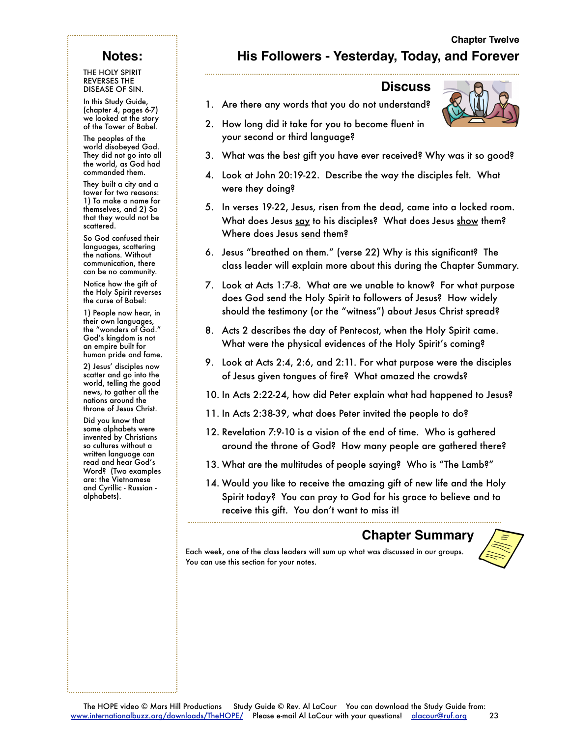## Chapter Twelve

# His Followers - Yesterday, Today, and Forever

## Discuss

1. Are there any words that you do not understand?
2. How long did it take for you to become fluent in your second or third language?
3. What was the best gift you have ever received? Why was it so good?
4. Look at John 20:19-22. Describe the way the disciples felt. What were they doing?
5. In verses 19-22, Jesus, risen from the dead, came into a locked room. What does Jesus say to his disciples? What does Jesus show them? Where does Jesus send them?
6. Jesus "breathed on them." (verse 22) Why is this significant? The class leader will explain more about this during the Chapter Summary.
7. Look at Acts 1:7-8. What are we unable to know? For what purpose does God send the Holy Spirit to followers of Jesus? How widely should the testimony (or the "witness") about Jesus Christ spread?
8. Acts 2 describes the day of Pentecost, when the Holy Spirit came. What were the physical evidences of the Holy Spirit's coming?
9. Look at Acts 2:4, 2:6, and 2:11. For what purpose were the disciples of Jesus given tongues of fire? What amazed the crowds?
10. In Acts 2:22-24, how did Peter explain what had happened to Jesus?
11. In Acts 2:38-39, what does Peter invited the people to do?
12. Revelation 7:9-10 is a vision of the end of time. Who is gathered around the throne of God? How many people are gathered there?
13. What are the multitudes of people saying? Who is "The Lamb?"
14. Would you like to receive the amazing gift of new life and the Holy Spirit today? You can pray to God for his grace to believe and to receive this gift. You don't want to miss it!

## Chapter Summary

Each week, one of the class leaders will sum up what was discussed in our groups. You can use this section for your notes.

## Notes:

THE HOLY SPIRIT REVERSES THE DISEASE OF SIN.

In this Study Guide, (chapter 4, pages 6-7) we looked at the story of the Tower of Babel.

The peoples of the world disobeyed God. They did not go into all the world, as God had commanded them.

They built a city and a tower for two reasons: 1) To make a name for themselves, and 2) So that they would not be scattered.

So God confused their languages, scattering the nations. Without communication, there can be no community.

Notice how the gift of the Holy Spirit reverses the curse of Babel:

1) People now hear, in their own languages, the "wonders of God." God's kingdom is not an empire built for human pride and fame.

2) Jesus' disciples now scatter and go into the world, telling the good news, to gather all the nations around the throne of Jesus Christ.

Did you know that some alphabets were invented by Christians so cultures without a written language can read and hear God's Word? (Two examples are: the Vietnamese and Cyrillic - Russian - alphabets).

The HOPE video © Mars Hill Productions Study Guide © Rev. Al LaCour You can download the Study Guide from: www.internationalbuzz.org/downloads/TheHOPE/ Please e-mail Al LaCour with your questions! alacour@ruf.org